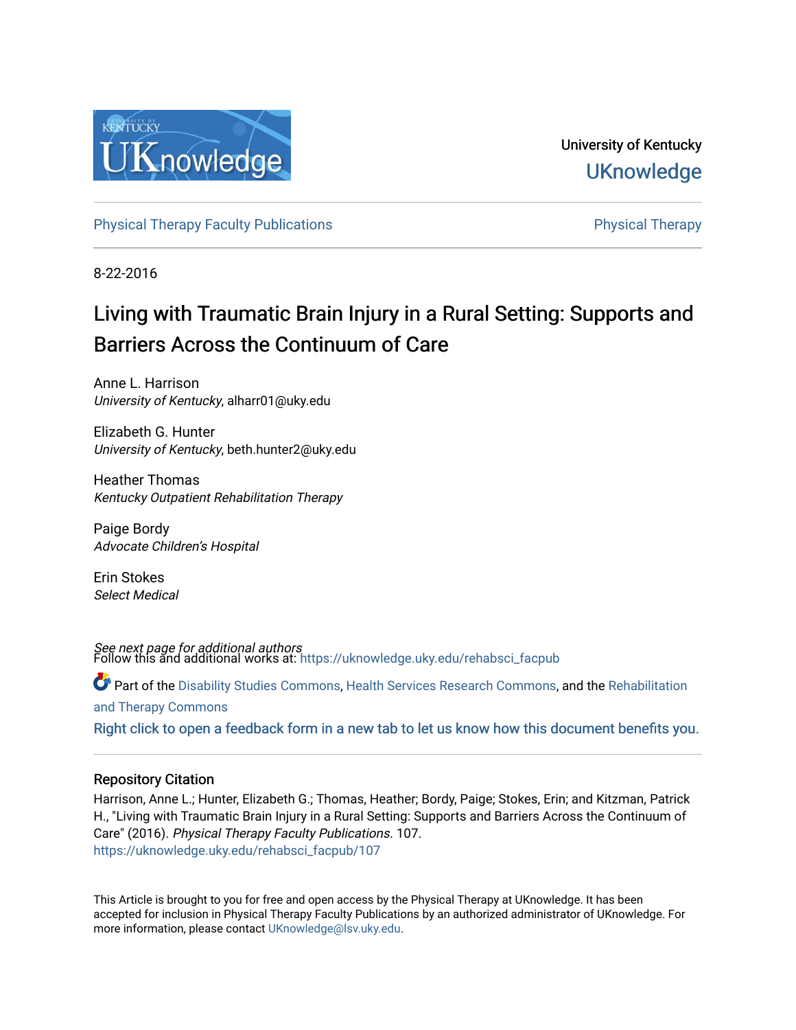University of Kentucky
UKnowledge

Physical Therapy Faculty Publications | Physical Therapy

8-22-2016

# Living with Traumatic Brain Injury in a Rural Setting: Supports and Barriers Across the Continuum of Care

Anne L. Harrison
*University of Kentucky*, alharr01@uky.edu

Elizabeth G. Hunter
*University of Kentucky*, beth.hunter2@uky.edu

Heather Thomas
*Kentucky Outpatient Rehabilitation Therapy*

Paige Bordy
*Advocate Children's Hospital*

Erin Stokes
*Select Medical*

*See next page for additional authors*

Follow this and additional works at: https://uknowledge.uky.edu/rehabsci_facpub

Part of the Disability Studies Commons, Health Services Research Commons, and the Rehabilitation and Therapy Commons

Right click to open a feedback form in a new tab to let us know how this document benefits you.

## Repository Citation

Harrison, Anne L.; Hunter, Elizabeth G.; Thomas, Heather; Bordy, Paige; Stokes, Erin; and Kitzman, Patrick H., "Living with Traumatic Brain Injury in a Rural Setting: Supports and Barriers Across the Continuum of Care" (2016). *Physical Therapy Faculty Publications*. 107.
https://uknowledge.uky.edu/rehabsci_facpub/107

This Article is brought to you for free and open access by the Physical Therapy at UKnowledge. It has been accepted for inclusion in Physical Therapy Faculty Publications by an authorized administrator of UKnowledge. For more information, please contact UKnowledge@lsv.uky.edu.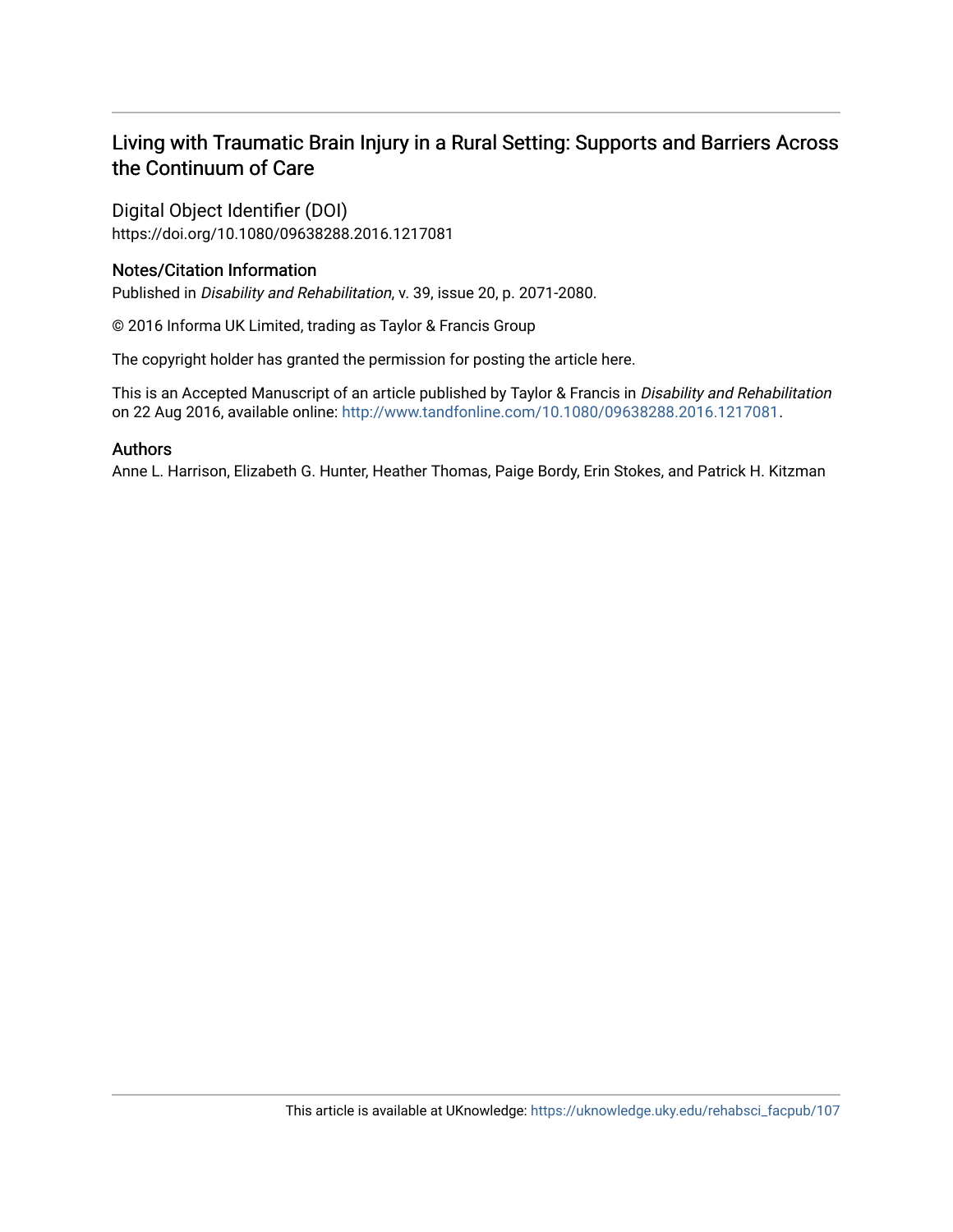## Living with Traumatic Brain Injury in a Rural Setting: Supports and Barriers Across the Continuum of Care

### Digital Object Identifier (DOI)

https://doi.org/10.1080/09638288.2016.1217081

### Notes/Citation Information

Published in *Disability and Rehabilitation*, v. 39, issue 20, p. 2071-2080.

© 2016 Informa UK Limited, trading as Taylor & Francis Group

The copyright holder has granted the permission for posting the article here.

This is an Accepted Manuscript of an article published by Taylor & Francis in *Disability and Rehabilitation* on 22 Aug 2016, available online: http://www.tandfonline.com/10.1080/09638288.2016.1217081.

### Authors

Anne L. Harrison, Elizabeth G. Hunter, Heather Thomas, Paige Bordy, Erin Stokes, and Patrick H. Kitzman

This article is available at UKnowledge: https://uknowledge.uky.edu/rehabsci_facpub/107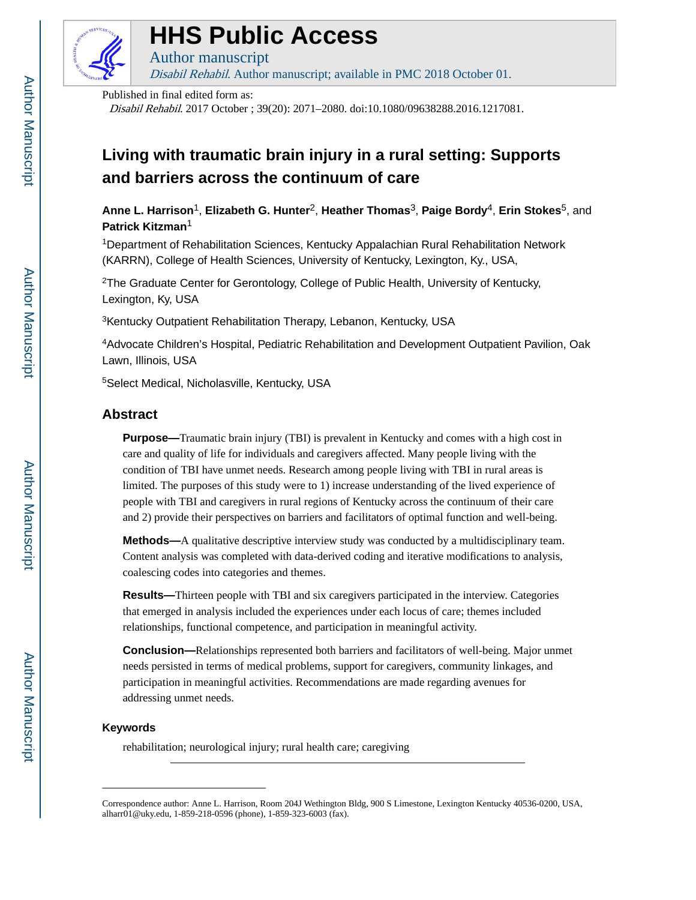# HHS Public Access

Author manuscript

*Disabil Rehabil*. Author manuscript; available in PMC 2018 October 01.

Published in final edited form as:

*Disabil Rehabil*. 2017 October ; 39(20): 2071–2080. doi:10.1080/09638288.2016.1217081.

# Living with traumatic brain injury in a rural setting: Supports and barriers across the continuum of care

**Anne L. Harrison**[1], **Elizabeth G. Hunter**[2], **Heather Thomas**[3], **Paige Bordy**[4], **Erin Stokes**[5], and **Patrick Kitzman**[1]

[1]Department of Rehabilitation Sciences, Kentucky Appalachian Rural Rehabilitation Network (KARRN), College of Health Sciences, University of Kentucky, Lexington, Ky., USA,

[2]The Graduate Center for Gerontology, College of Public Health, University of Kentucky, Lexington, Ky, USA

[3]Kentucky Outpatient Rehabilitation Therapy, Lebanon, Kentucky, USA

[4]Advocate Children's Hospital, Pediatric Rehabilitation and Development Outpatient Pavilion, Oak Lawn, Illinois, USA

[5]Select Medical, Nicholasville, Kentucky, USA

## Abstract

**Purpose—**Traumatic brain injury (TBI) is prevalent in Kentucky and comes with a high cost in care and quality of life for individuals and caregivers affected. Many people living with the condition of TBI have unmet needs. Research among people living with TBI in rural areas is limited. The purposes of this study were to 1) increase understanding of the lived experience of people with TBI and caregivers in rural regions of Kentucky across the continuum of their care and 2) provide their perspectives on barriers and facilitators of optimal function and well-being.

**Methods—**A qualitative descriptive interview study was conducted by a multidisciplinary team. Content analysis was completed with data-derived coding and iterative modifications to analysis, coalescing codes into categories and themes.

**Results—**Thirteen people with TBI and six caregivers participated in the interview. Categories that emerged in analysis included the experiences under each locus of care; themes included relationships, functional competence, and participation in meaningful activity.

**Conclusion—**Relationships represented both barriers and facilitators of well-being. Major unmet needs persisted in terms of medical problems, support for caregivers, community linkages, and participation in meaningful activities. Recommendations are made regarding avenues for addressing unmet needs.

### Keywords

rehabilitation; neurological injury; rural health care; caregiving

---

Correspondence author: Anne L. Harrison, Room 204J Wethington Bldg, 900 S Limestone, Lexington Kentucky 40536-0200, USA, alharr01@uky.edu, 1-859-218-0596 (phone), 1-859-323-6003 (fax).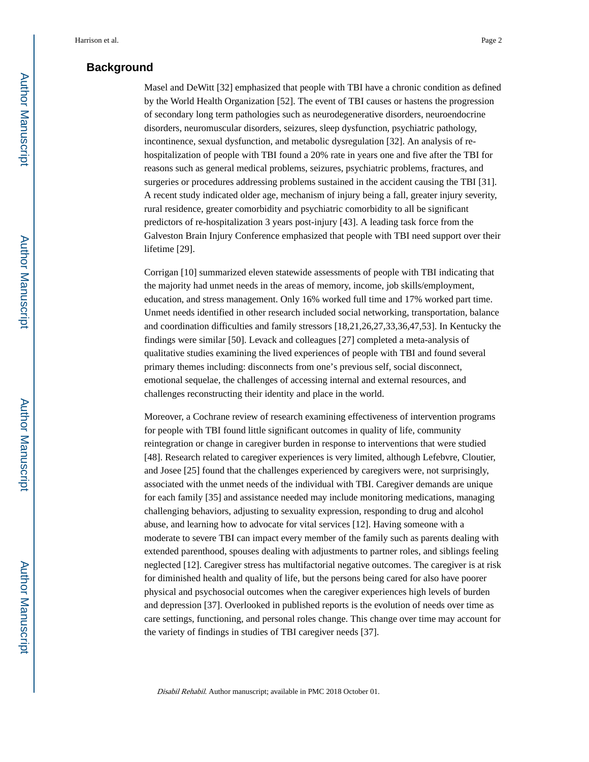## Background

Masel and DeWitt [32] emphasized that people with TBI have a chronic condition as defined by the World Health Organization [52]. The event of TBI causes or hastens the progression of secondary long term pathologies such as neurodegenerative disorders, neuroendocrine disorders, neuromuscular disorders, seizures, sleep dysfunction, psychiatric pathology, incontinence, sexual dysfunction, and metabolic dysregulation [32]. An analysis of re-hospitalization of people with TBI found a 20% rate in years one and five after the TBI for reasons such as general medical problems, seizures, psychiatric problems, fractures, and surgeries or procedures addressing problems sustained in the accident causing the TBI [31]. A recent study indicated older age, mechanism of injury being a fall, greater injury severity, rural residence, greater comorbidity and psychiatric comorbidity to all be significant predictors of re-hospitalization 3 years post-injury [43]. A leading task force from the Galveston Brain Injury Conference emphasized that people with TBI need support over their lifetime [29].

Corrigan [10] summarized eleven statewide assessments of people with TBI indicating that the majority had unmet needs in the areas of memory, income, job skills/employment, education, and stress management. Only 16% worked full time and 17% worked part time. Unmet needs identified in other research included social networking, transportation, balance and coordination difficulties and family stressors [18,21,26,27,33,36,47,53]. In Kentucky the findings were similar [50]. Levack and colleagues [27] completed a meta-analysis of qualitative studies examining the lived experiences of people with TBI and found several primary themes including: disconnects from one's previous self, social disconnect, emotional sequelae, the challenges of accessing internal and external resources, and challenges reconstructing their identity and place in the world.

Moreover, a Cochrane review of research examining effectiveness of intervention programs for people with TBI found little significant outcomes in quality of life, community reintegration or change in caregiver burden in response to interventions that were studied [48]. Research related to caregiver experiences is very limited, although Lefebvre, Cloutier, and Josee [25] found that the challenges experienced by caregivers were, not surprisingly, associated with the unmet needs of the individual with TBI. Caregiver demands are unique for each family [35] and assistance needed may include monitoring medications, managing challenging behaviors, adjusting to sexuality expression, responding to drug and alcohol abuse, and learning how to advocate for vital services [12]. Having someone with a moderate to severe TBI can impact every member of the family such as parents dealing with extended parenthood, spouses dealing with adjustments to partner roles, and siblings feeling neglected [12]. Caregiver stress has multifactorial negative outcomes. The caregiver is at risk for diminished health and quality of life, but the persons being cared for also have poorer physical and psychosocial outcomes when the caregiver experiences high levels of burden and depression [37]. Overlooked in published reports is the evolution of needs over time as care settings, functioning, and personal roles change. This change over time may account for the variety of findings in studies of TBI caregiver needs [37].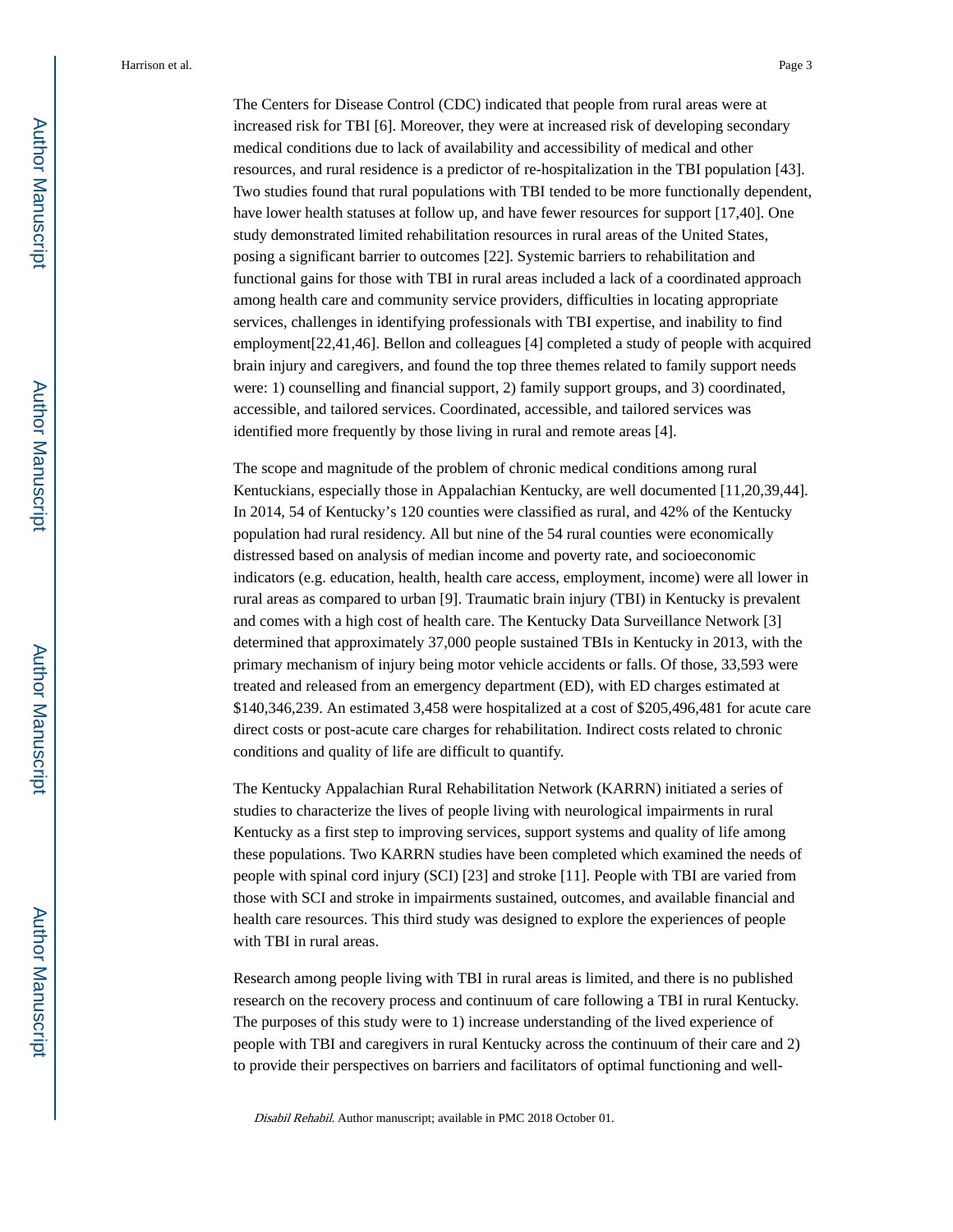The Centers for Disease Control (CDC) indicated that people from rural areas were at increased risk for TBI [6]. Moreover, they were at increased risk of developing secondary medical conditions due to lack of availability and accessibility of medical and other resources, and rural residence is a predictor of re-hospitalization in the TBI population [43]. Two studies found that rural populations with TBI tended to be more functionally dependent, have lower health statuses at follow up, and have fewer resources for support [17,40]. One study demonstrated limited rehabilitation resources in rural areas of the United States, posing a significant barrier to outcomes [22]. Systemic barriers to rehabilitation and functional gains for those with TBI in rural areas included a lack of a coordinated approach among health care and community service providers, difficulties in locating appropriate services, challenges in identifying professionals with TBI expertise, and inability to find employment[22,41,46]. Bellon and colleagues [4] completed a study of people with acquired brain injury and caregivers, and found the top three themes related to family support needs were: 1) counselling and financial support, 2) family support groups, and 3) coordinated, accessible, and tailored services. Coordinated, accessible, and tailored services was identified more frequently by those living in rural and remote areas [4].

The scope and magnitude of the problem of chronic medical conditions among rural Kentuckians, especially those in Appalachian Kentucky, are well documented [11,20,39,44]. In 2014, 54 of Kentucky's 120 counties were classified as rural, and 42% of the Kentucky population had rural residency. All but nine of the 54 rural counties were economically distressed based on analysis of median income and poverty rate, and socioeconomic indicators (e.g. education, health, health care access, employment, income) were all lower in rural areas as compared to urban [9]. Traumatic brain injury (TBI) in Kentucky is prevalent and comes with a high cost of health care. The Kentucky Data Surveillance Network [3] determined that approximately 37,000 people sustained TBIs in Kentucky in 2013, with the primary mechanism of injury being motor vehicle accidents or falls. Of those, 33,593 were treated and released from an emergency department (ED), with ED charges estimated at $140,346,239. An estimated 3,458 were hospitalized at a cost of $205,496,481 for acute care direct costs or post-acute care charges for rehabilitation. Indirect costs related to chronic conditions and quality of life are difficult to quantify.

The Kentucky Appalachian Rural Rehabilitation Network (KARRN) initiated a series of studies to characterize the lives of people living with neurological impairments in rural Kentucky as a first step to improving services, support systems and quality of life among these populations. Two KARRN studies have been completed which examined the needs of people with spinal cord injury (SCI) [23] and stroke [11]. People with TBI are varied from those with SCI and stroke in impairments sustained, outcomes, and available financial and health care resources. This third study was designed to explore the experiences of people with TBI in rural areas.

Research among people living with TBI in rural areas is limited, and there is no published research on the recovery process and continuum of care following a TBI in rural Kentucky. The purposes of this study were to 1) increase understanding of the lived experience of people with TBI and caregivers in rural Kentucky across the continuum of their care and 2) to provide their perspectives on barriers and facilitators of optimal functioning and well-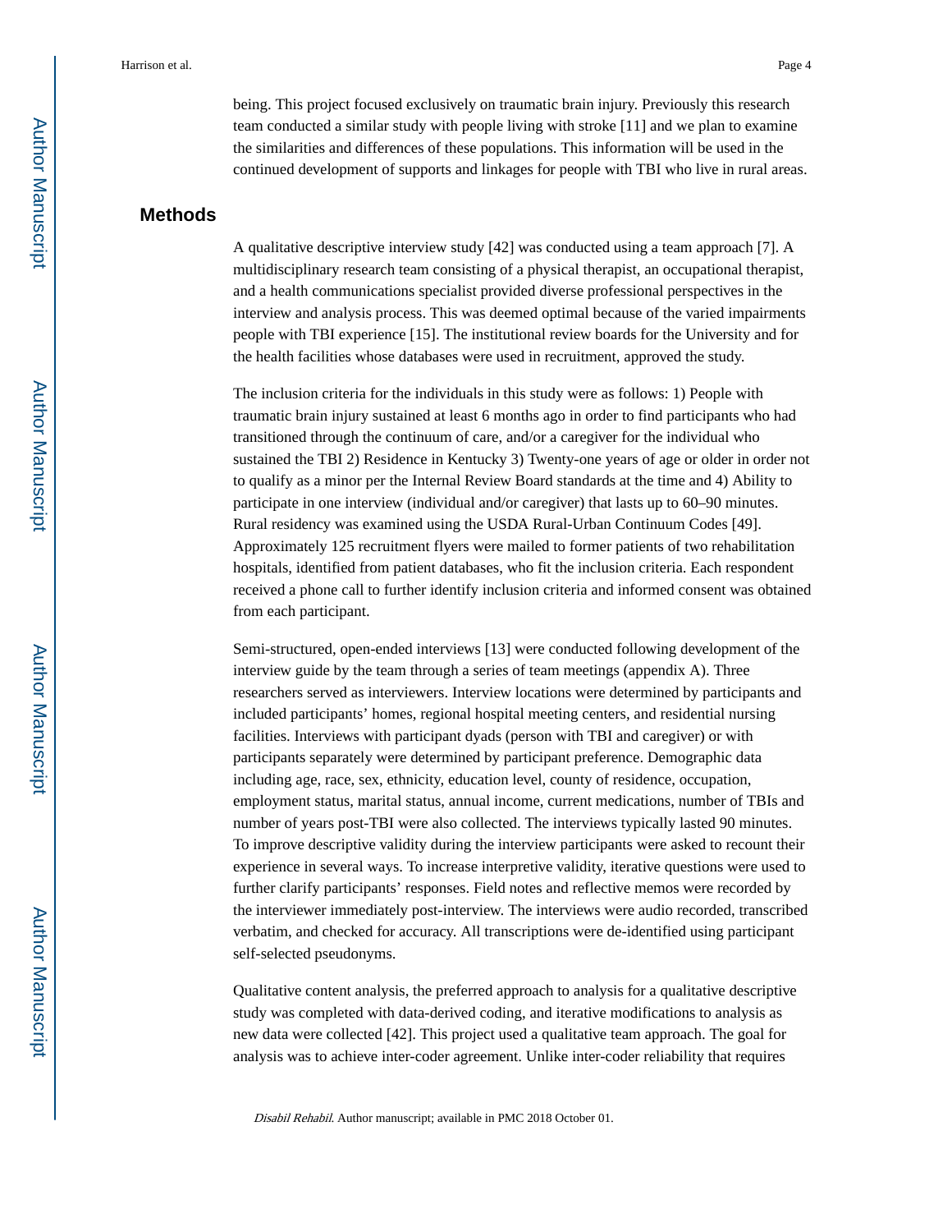being. This project focused exclusively on traumatic brain injury. Previously this research team conducted a similar study with people living with stroke [11] and we plan to examine the similarities and differences of these populations. This information will be used in the continued development of supports and linkages for people with TBI who live in rural areas.

## Methods

A qualitative descriptive interview study [42] was conducted using a team approach [7]. A multidisciplinary research team consisting of a physical therapist, an occupational therapist, and a health communications specialist provided diverse professional perspectives in the interview and analysis process. This was deemed optimal because of the varied impairments people with TBI experience [15]. The institutional review boards for the University and for the health facilities whose databases were used in recruitment, approved the study.

The inclusion criteria for the individuals in this study were as follows: 1) People with traumatic brain injury sustained at least 6 months ago in order to find participants who had transitioned through the continuum of care, and/or a caregiver for the individual who sustained the TBI 2) Residence in Kentucky 3) Twenty-one years of age or older in order not to qualify as a minor per the Internal Review Board standards at the time and 4) Ability to participate in one interview (individual and/or caregiver) that lasts up to 60–90 minutes. Rural residency was examined using the USDA Rural-Urban Continuum Codes [49]. Approximately 125 recruitment flyers were mailed to former patients of two rehabilitation hospitals, identified from patient databases, who fit the inclusion criteria. Each respondent received a phone call to further identify inclusion criteria and informed consent was obtained from each participant.

Semi-structured, open-ended interviews [13] were conducted following development of the interview guide by the team through a series of team meetings (appendix A). Three researchers served as interviewers. Interview locations were determined by participants and included participants' homes, regional hospital meeting centers, and residential nursing facilities. Interviews with participant dyads (person with TBI and caregiver) or with participants separately were determined by participant preference. Demographic data including age, race, sex, ethnicity, education level, county of residence, occupation, employment status, marital status, annual income, current medications, number of TBIs and number of years post-TBI were also collected. The interviews typically lasted 90 minutes. To improve descriptive validity during the interview participants were asked to recount their experience in several ways. To increase interpretive validity, iterative questions were used to further clarify participants' responses. Field notes and reflective memos were recorded by the interviewer immediately post-interview. The interviews were audio recorded, transcribed verbatim, and checked for accuracy. All transcriptions were de-identified using participant self-selected pseudonyms.

Qualitative content analysis, the preferred approach to analysis for a qualitative descriptive study was completed with data-derived coding, and iterative modifications to analysis as new data were collected [42]. This project used a qualitative team approach. The goal for analysis was to achieve inter-coder agreement. Unlike inter-coder reliability that requires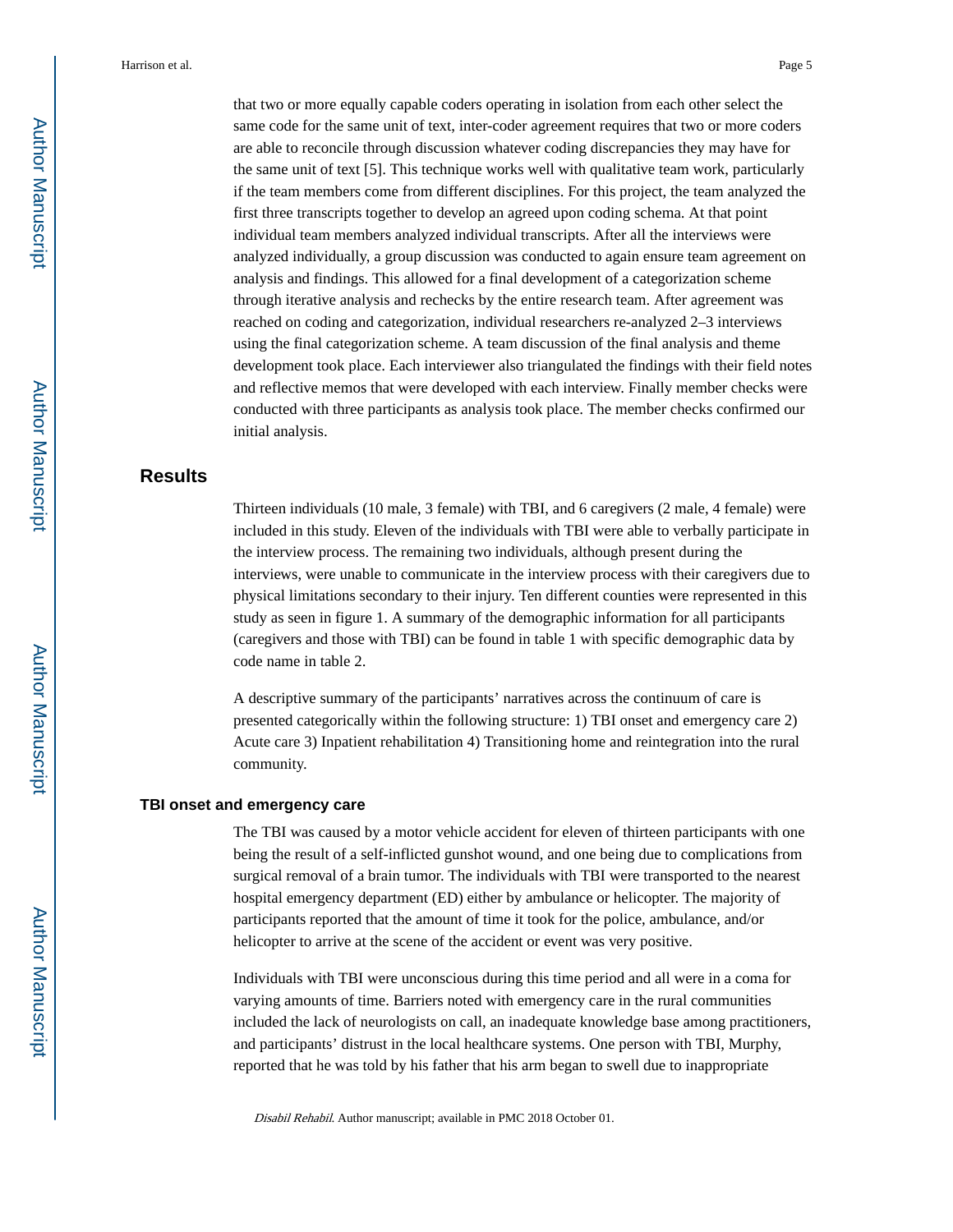that two or more equally capable coders operating in isolation from each other select the same code for the same unit of text, inter-coder agreement requires that two or more coders are able to reconcile through discussion whatever coding discrepancies they may have for the same unit of text [5]. This technique works well with qualitative team work, particularly if the team members come from different disciplines. For this project, the team analyzed the first three transcripts together to develop an agreed upon coding schema. At that point individual team members analyzed individual transcripts. After all the interviews were analyzed individually, a group discussion was conducted to again ensure team agreement on analysis and findings. This allowed for a final development of a categorization scheme through iterative analysis and rechecks by the entire research team. After agreement was reached on coding and categorization, individual researchers re-analyzed 2–3 interviews using the final categorization scheme. A team discussion of the final analysis and theme development took place. Each interviewer also triangulated the findings with their field notes and reflective memos that were developed with each interview. Finally member checks were conducted with three participants as analysis took place. The member checks confirmed our initial analysis.

## Results

Thirteen individuals (10 male, 3 female) with TBI, and 6 caregivers (2 male, 4 female) were included in this study. Eleven of the individuals with TBI were able to verbally participate in the interview process. The remaining two individuals, although present during the interviews, were unable to communicate in the interview process with their caregivers due to physical limitations secondary to their injury. Ten different counties were represented in this study as seen in figure 1. A summary of the demographic information for all participants (caregivers and those with TBI) can be found in table 1 with specific demographic data by code name in table 2.

A descriptive summary of the participants' narratives across the continuum of care is presented categorically within the following structure: 1) TBI onset and emergency care 2) Acute care 3) Inpatient rehabilitation 4) Transitioning home and reintegration into the rural community.

### TBI onset and emergency care

The TBI was caused by a motor vehicle accident for eleven of thirteen participants with one being the result of a self-inflicted gunshot wound, and one being due to complications from surgical removal of a brain tumor. The individuals with TBI were transported to the nearest hospital emergency department (ED) either by ambulance or helicopter. The majority of participants reported that the amount of time it took for the police, ambulance, and/or helicopter to arrive at the scene of the accident or event was very positive.

Individuals with TBI were unconscious during this time period and all were in a coma for varying amounts of time. Barriers noted with emergency care in the rural communities included the lack of neurologists on call, an inadequate knowledge base among practitioners, and participants' distrust in the local healthcare systems. One person with TBI, Murphy, reported that he was told by his father that his arm began to swell due to inappropriate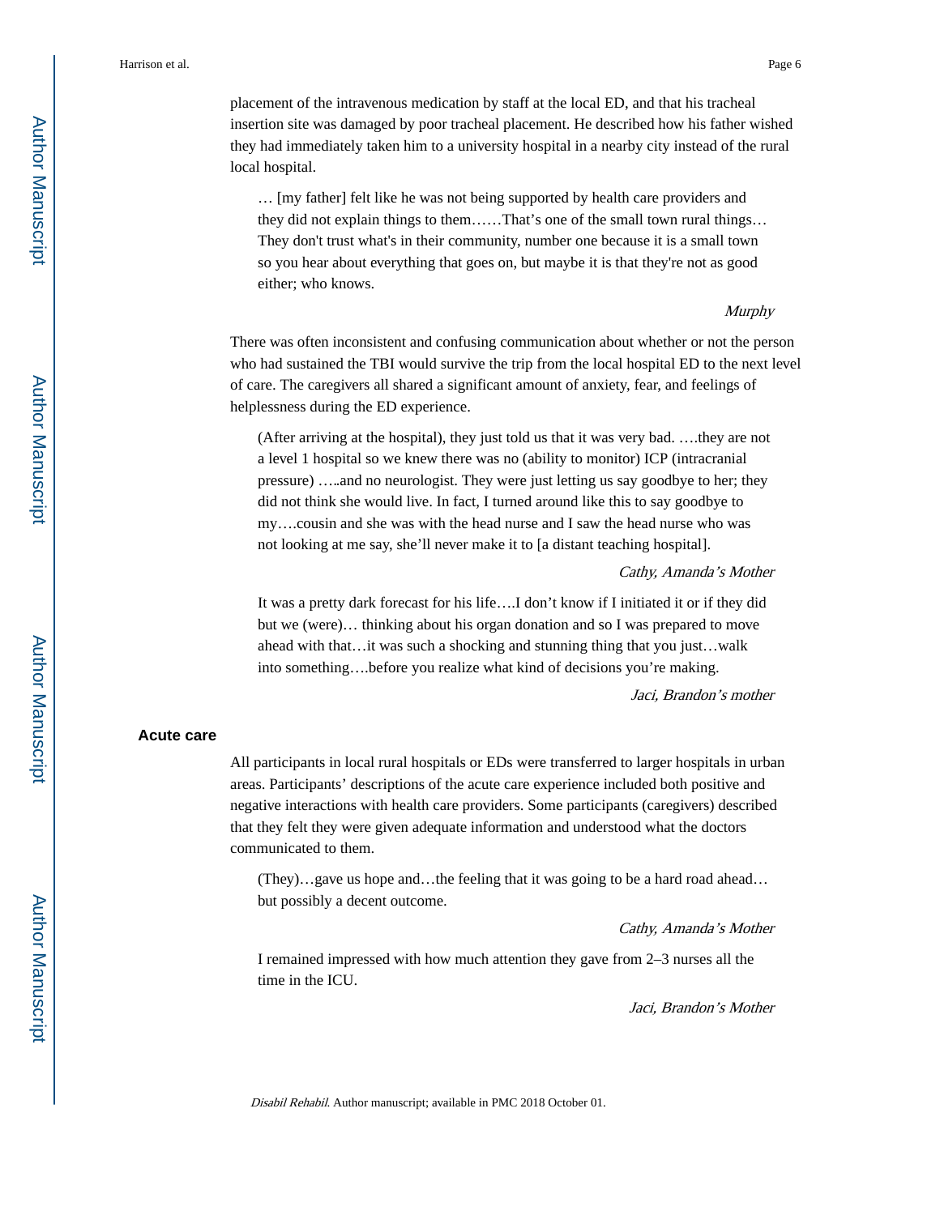placement of the intravenous medication by staff at the local ED, and that his tracheal insertion site was damaged by poor tracheal placement. He described how his father wished they had immediately taken him to a university hospital in a nearby city instead of the rural local hospital.

> … [my father] felt like he was not being supported by health care providers and they did not explain things to them……That's one of the small town rural things… They don't trust what's in their community, number one because it is a small town so you hear about everything that goes on, but maybe it is that they're not as good either; who knows.
>
> *Murphy*

There was often inconsistent and confusing communication about whether or not the person who had sustained the TBI would survive the trip from the local hospital ED to the next level of care. The caregivers all shared a significant amount of anxiety, fear, and feelings of helplessness during the ED experience.

> (After arriving at the hospital), they just told us that it was very bad. ….they are not a level 1 hospital so we knew there was no (ability to monitor) ICP (intracranial pressure) …..and no neurologist. They were just letting us say goodbye to her; they did not think she would live. In fact, I turned around like this to say goodbye to my….cousin and she was with the head nurse and I saw the head nurse who was not looking at me say, she'll never make it to [a distant teaching hospital].
>
> *Cathy, Amanda's Mother*

> It was a pretty dark forecast for his life….I don't know if I initiated it or if they did but we (were)… thinking about his organ donation and so I was prepared to move ahead with that…it was such a shocking and stunning thing that you just…walk into something….before you realize what kind of decisions you're making.
>
> *Jaci, Brandon's mother*

## Acute care

All participants in local rural hospitals or EDs were transferred to larger hospitals in urban areas. Participants' descriptions of the acute care experience included both positive and negative interactions with health care providers. Some participants (caregivers) described that they felt they were given adequate information and understood what the doctors communicated to them.

> (They)…gave us hope and…the feeling that it was going to be a hard road ahead… but possibly a decent outcome.
>
> *Cathy, Amanda's Mother*

> I remained impressed with how much attention they gave from 2–3 nurses all the time in the ICU.
>
> *Jaci, Brandon's Mother*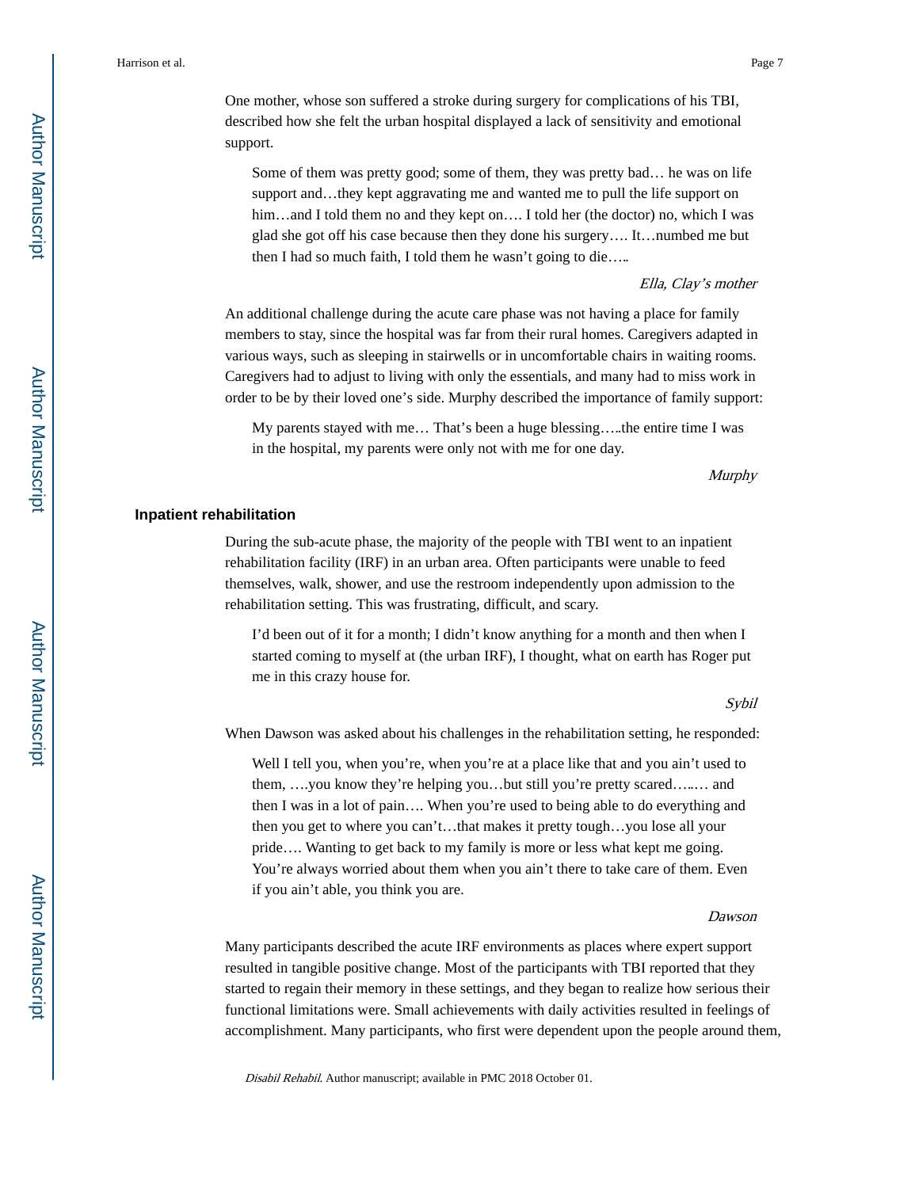One mother, whose son suffered a stroke during surgery for complications of his TBI, described how she felt the urban hospital displayed a lack of sensitivity and emotional support.

> Some of them was pretty good; some of them, they was pretty bad… he was on life support and…they kept aggravating me and wanted me to pull the life support on him…and I told them no and they kept on…. I told her (the doctor) no, which I was glad she got off his case because then they done his surgery…. It…numbed me but then I had so much faith, I told them he wasn't going to die…..
>
> *Ella, Clay's mother*

An additional challenge during the acute care phase was not having a place for family members to stay, since the hospital was far from their rural homes. Caregivers adapted in various ways, such as sleeping in stairwells or in uncomfortable chairs in waiting rooms. Caregivers had to adjust to living with only the essentials, and many had to miss work in order to be by their loved one's side. Murphy described the importance of family support:

> My parents stayed with me… That's been a huge blessing…..the entire time I was in the hospital, my parents were only not with me for one day.
>
> *Murphy*

## Inpatient rehabilitation

During the sub-acute phase, the majority of the people with TBI went to an inpatient rehabilitation facility (IRF) in an urban area. Often participants were unable to feed themselves, walk, shower, and use the restroom independently upon admission to the rehabilitation setting. This was frustrating, difficult, and scary.

> I'd been out of it for a month; I didn't know anything for a month and then when I started coming to myself at (the urban IRF), I thought, what on earth has Roger put me in this crazy house for.
>
> *Sybil*

When Dawson was asked about his challenges in the rehabilitation setting, he responded:

> Well I tell you, when you're, when you're at a place like that and you ain't used to them, ….you know they're helping you…but still you're pretty scared…..… and then I was in a lot of pain…. When you're used to being able to do everything and then you get to where you can't…that makes it pretty tough…you lose all your pride…. Wanting to get back to my family is more or less what kept me going. You're always worried about them when you ain't there to take care of them. Even if you ain't able, you think you are.
>
> *Dawson*

Many participants described the acute IRF environments as places where expert support resulted in tangible positive change. Most of the participants with TBI reported that they started to regain their memory in these settings, and they began to realize how serious their functional limitations were. Small achievements with daily activities resulted in feelings of accomplishment. Many participants, who first were dependent upon the people around them,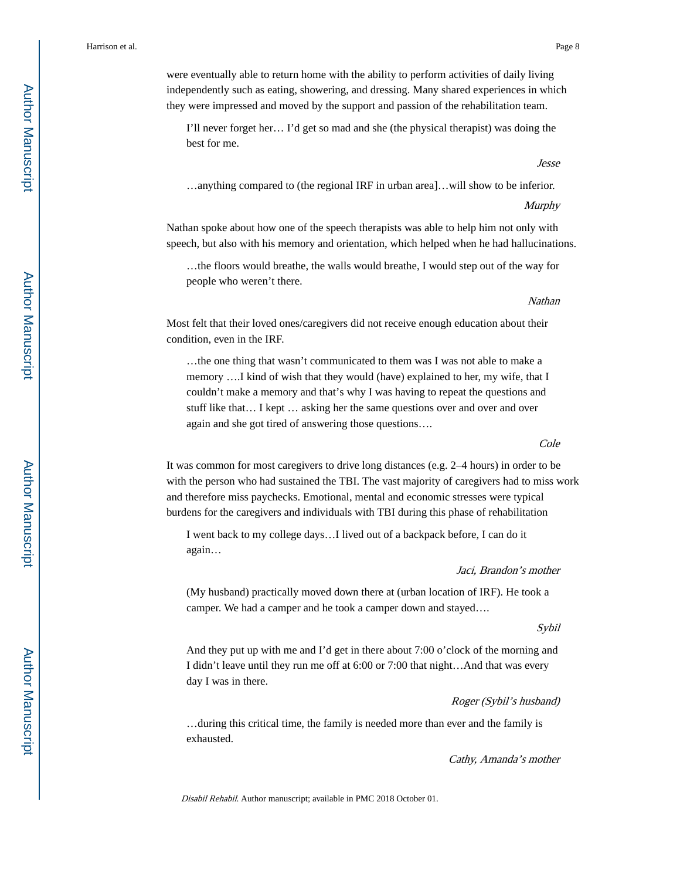were eventually able to return home with the ability to perform activities of daily living independently such as eating, showering, and dressing. Many shared experiences in which they were impressed and moved by the support and passion of the rehabilitation team.

> I'll never forget her… I'd get so mad and she (the physical therapist) was doing the best for me.
>
> *Jesse*

> …anything compared to (the regional IRF in urban area]…will show to be inferior.
>
> *Murphy*

Nathan spoke about how one of the speech therapists was able to help him not only with speech, but also with his memory and orientation, which helped when he had hallucinations.

> …the floors would breathe, the walls would breathe, I would step out of the way for people who weren't there.
>
> *Nathan*

Most felt that their loved ones/caregivers did not receive enough education about their condition, even in the IRF.

> …the one thing that wasn't communicated to them was I was not able to make a memory ….I kind of wish that they would (have) explained to her, my wife, that I couldn't make a memory and that's why I was having to repeat the questions and stuff like that… I kept … asking her the same questions over and over and over again and she got tired of answering those questions….
>
> *Cole*

It was common for most caregivers to drive long distances (e.g. 2–4 hours) in order to be with the person who had sustained the TBI. The vast majority of caregivers had to miss work and therefore miss paychecks. Emotional, mental and economic stresses were typical burdens for the caregivers and individuals with TBI during this phase of rehabilitation

> I went back to my college days…I lived out of a backpack before, I can do it again…
>
> *Jaci, Brandon's mother*

> (My husband) practically moved down there at (urban location of IRF). He took a camper. We had a camper and he took a camper down and stayed….
>
> *Sybil*

> And they put up with me and I'd get in there about 7:00 o'clock of the morning and I didn't leave until they run me off at 6:00 or 7:00 that night…And that was every day I was in there.
>
> *Roger (Sybil's husband)*

> …during this critical time, the family is needed more than ever and the family is exhausted.
>
> *Cathy, Amanda's mother*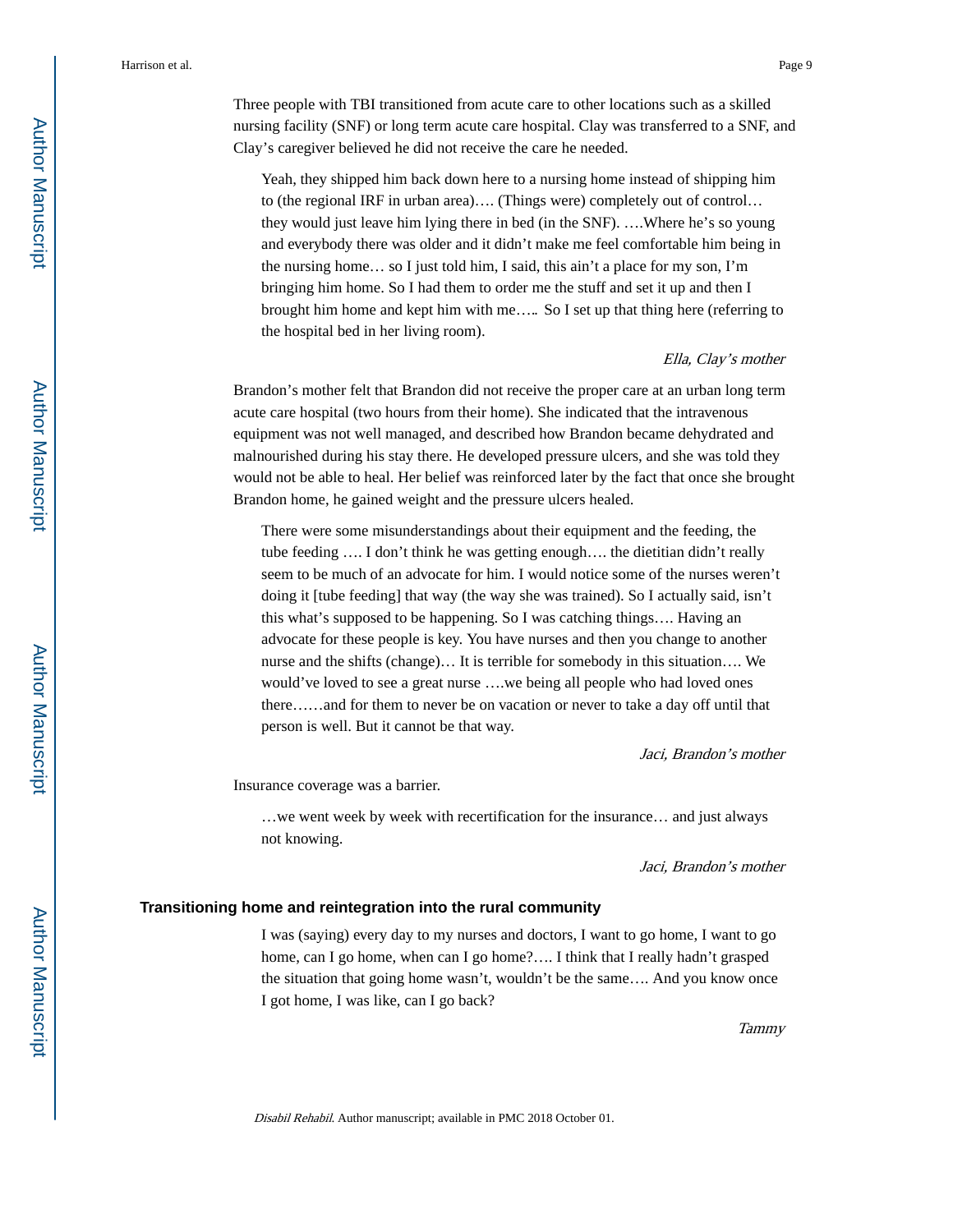Three people with TBI transitioned from acute care to other locations such as a skilled nursing facility (SNF) or long term acute care hospital. Clay was transferred to a SNF, and Clay's caregiver believed he did not receive the care he needed.

> Yeah, they shipped him back down here to a nursing home instead of shipping him to (the regional IRF in urban area)…. (Things were) completely out of control… they would just leave him lying there in bed (in the SNF). ….Where he's so young and everybody there was older and it didn't make me feel comfortable him being in the nursing home… so I just told him, I said, this ain't a place for my son, I'm bringing him home. So I had them to order me the stuff and set it up and then I brought him home and kept him with me….. So I set up that thing here (referring to the hospital bed in her living room).
>
> *Ella, Clay's mother*

Brandon's mother felt that Brandon did not receive the proper care at an urban long term acute care hospital (two hours from their home). She indicated that the intravenous equipment was not well managed, and described how Brandon became dehydrated and malnourished during his stay there. He developed pressure ulcers, and she was told they would not be able to heal. Her belief was reinforced later by the fact that once she brought Brandon home, he gained weight and the pressure ulcers healed.

> There were some misunderstandings about their equipment and the feeding, the tube feeding …. I don't think he was getting enough…. the dietitian didn't really seem to be much of an advocate for him. I would notice some of the nurses weren't doing it [tube feeding] that way (the way she was trained). So I actually said, isn't this what's supposed to be happening. So I was catching things…. Having an advocate for these people is key. You have nurses and then you change to another nurse and the shifts (change)… It is terrible for somebody in this situation…. We would've loved to see a great nurse ….we being all people who had loved ones there……and for them to never be on vacation or never to take a day off until that person is well. But it cannot be that way.
>
> *Jaci, Brandon's mother*

Insurance coverage was a barrier.

> …we went week by week with recertification for the insurance… and just always not knowing.
>
> *Jaci, Brandon's mother*

### Transitioning home and reintegration into the rural community

> I was (saying) every day to my nurses and doctors, I want to go home, I want to go home, can I go home, when can I go home?…. I think that I really hadn't grasped the situation that going home wasn't, wouldn't be the same…. And you know once I got home, I was like, can I go back?
>
> *Tammy*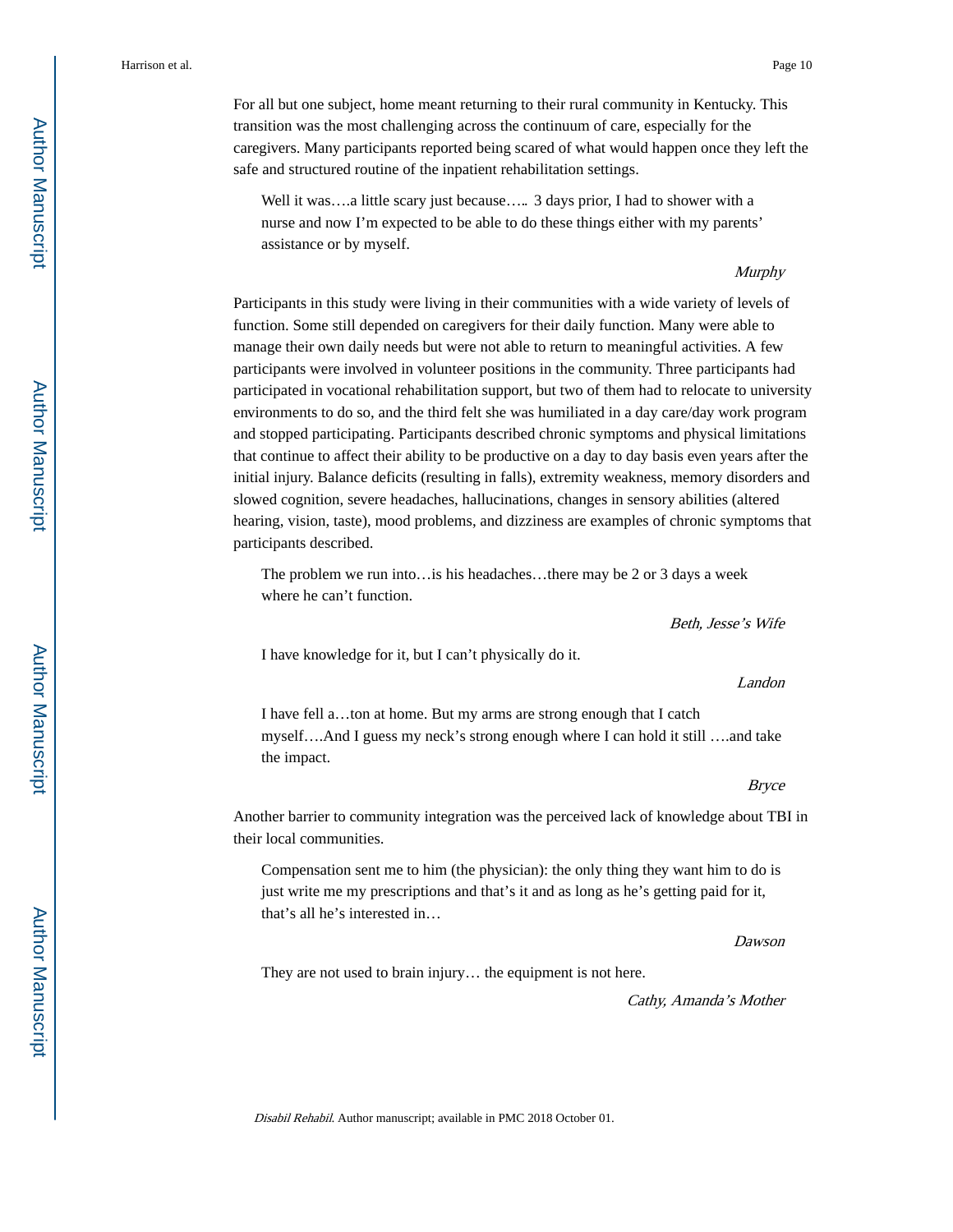For all but one subject, home meant returning to their rural community in Kentucky. This transition was the most challenging across the continuum of care, especially for the caregivers. Many participants reported being scared of what would happen once they left the safe and structured routine of the inpatient rehabilitation settings.

> Well it was….a little scary just because….. 3 days prior, I had to shower with a nurse and now I'm expected to be able to do these things either with my parents' assistance or by myself.
>
> *Murphy*

Participants in this study were living in their communities with a wide variety of levels of function. Some still depended on caregivers for their daily function. Many were able to manage their own daily needs but were not able to return to meaningful activities. A few participants were involved in volunteer positions in the community. Three participants had participated in vocational rehabilitation support, but two of them had to relocate to university environments to do so, and the third felt she was humiliated in a day care/day work program and stopped participating. Participants described chronic symptoms and physical limitations that continue to affect their ability to be productive on a day to day basis even years after the initial injury. Balance deficits (resulting in falls), extremity weakness, memory disorders and slowed cognition, severe headaches, hallucinations, changes in sensory abilities (altered hearing, vision, taste), mood problems, and dizziness are examples of chronic symptoms that participants described.

> The problem we run into…is his headaches…there may be 2 or 3 days a week where he can't function.
>
> *Beth, Jesse's Wife*

> I have knowledge for it, but I can't physically do it.
>
> *Landon*

> I have fell a…ton at home. But my arms are strong enough that I catch myself….And I guess my neck's strong enough where I can hold it still ….and take the impact.
>
> *Bryce*

Another barrier to community integration was the perceived lack of knowledge about TBI in their local communities.

> Compensation sent me to him (the physician): the only thing they want him to do is just write me my prescriptions and that's it and as long as he's getting paid for it, that's all he's interested in…
>
> *Dawson*

> They are not used to brain injury… the equipment is not here.
>
> *Cathy, Amanda's Mother*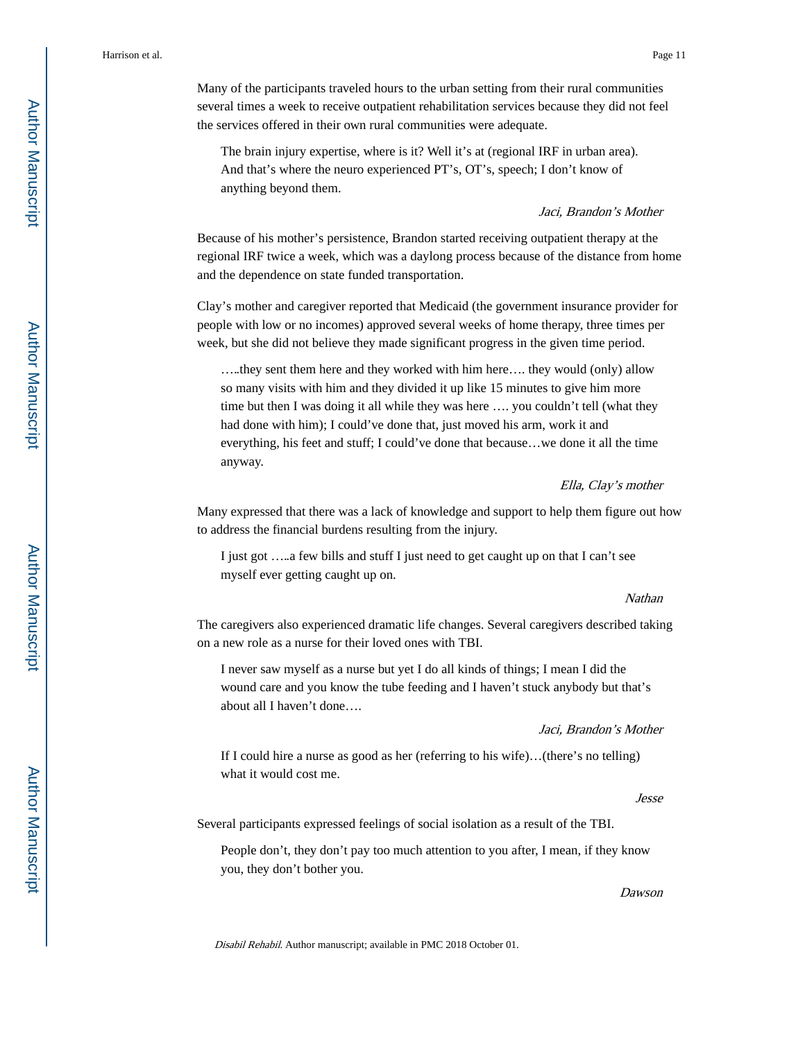Many of the participants traveled hours to the urban setting from their rural communities several times a week to receive outpatient rehabilitation services because they did not feel the services offered in their own rural communities were adequate.

> The brain injury expertise, where is it? Well it's at (regional IRF in urban area). And that's where the neuro experienced PT's, OT's, speech; I don't know of anything beyond them.
>
> *Jaci, Brandon's Mother*

Because of his mother's persistence, Brandon started receiving outpatient therapy at the regional IRF twice a week, which was a daylong process because of the distance from home and the dependence on state funded transportation.

Clay's mother and caregiver reported that Medicaid (the government insurance provider for people with low or no incomes) approved several weeks of home therapy, three times per week, but she did not believe they made significant progress in the given time period.

> …..they sent them here and they worked with him here…. they would (only) allow so many visits with him and they divided it up like 15 minutes to give him more time but then I was doing it all while they was here …. you couldn't tell (what they had done with him); I could've done that, just moved his arm, work it and everything, his feet and stuff; I could've done that because…we done it all the time anyway.
>
> *Ella, Clay's mother*

Many expressed that there was a lack of knowledge and support to help them figure out how to address the financial burdens resulting from the injury.

> I just got …..a few bills and stuff I just need to get caught up on that I can't see myself ever getting caught up on.
>
> *Nathan*

The caregivers also experienced dramatic life changes. Several caregivers described taking on a new role as a nurse for their loved ones with TBI.

> I never saw myself as a nurse but yet I do all kinds of things; I mean I did the wound care and you know the tube feeding and I haven't stuck anybody but that's about all I haven't done….
>
> *Jaci, Brandon's Mother*

> If I could hire a nurse as good as her (referring to his wife)…(there's no telling) what it would cost me.
>
> *Jesse*

Several participants expressed feelings of social isolation as a result of the TBI.

> People don't, they don't pay too much attention to you after, I mean, if they know you, they don't bother you.
>
> *Dawson*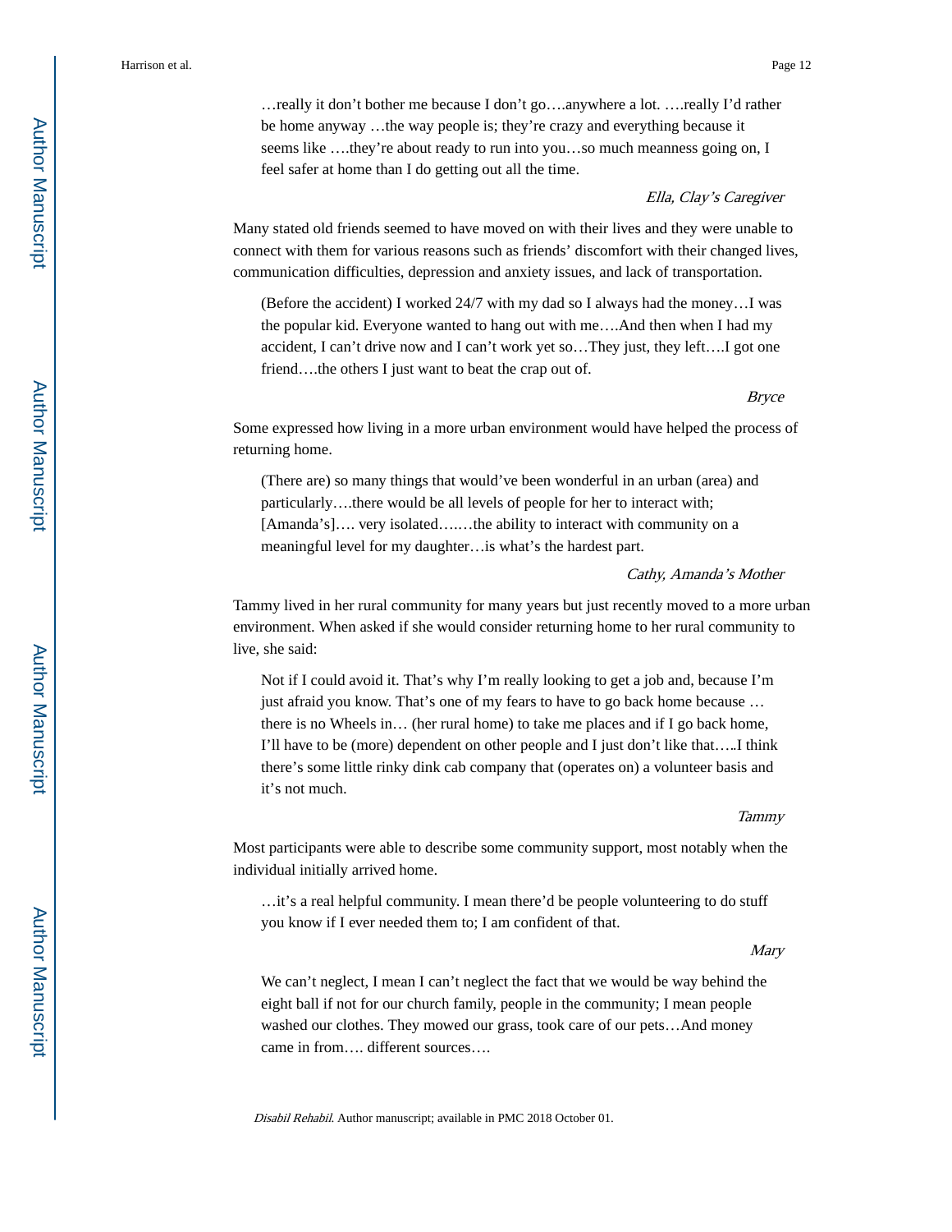> …really it don't bother me because I don't go….anywhere a lot. ….really I'd rather be home anyway …the way people is; they're crazy and everything because it seems like ….they're about ready to run into you…so much meanness going on, I feel safer at home than I do getting out all the time.
>
> *Ella, Clay's Caregiver*

Many stated old friends seemed to have moved on with their lives and they were unable to connect with them for various reasons such as friends' discomfort with their changed lives, communication difficulties, depression and anxiety issues, and lack of transportation.

> (Before the accident) I worked 24/7 with my dad so I always had the money…I was the popular kid. Everyone wanted to hang out with me….And then when I had my accident, I can't drive now and I can't work yet so…They just, they left….I got one friend….the others I just want to beat the crap out of.
>
> *Bryce*

Some expressed how living in a more urban environment would have helped the process of returning home.

> (There are) so many things that would've been wonderful in an urban (area) and particularly….there would be all levels of people for her to interact with; [Amanda's]…. very isolated…..…the ability to interact with community on a meaningful level for my daughter…is what's the hardest part.
>
> *Cathy, Amanda's Mother*

Tammy lived in her rural community for many years but just recently moved to a more urban environment. When asked if she would consider returning home to her rural community to live, she said:

> Not if I could avoid it. That's why I'm really looking to get a job and, because I'm just afraid you know. That's one of my fears to have to go back home because … there is no Wheels in… (her rural home) to take me places and if I go back home, I'll have to be (more) dependent on other people and I just don't like that…..I think there's some little rinky dink cab company that (operates on) a volunteer basis and it's not much.
>
> *Tammy*

Most participants were able to describe some community support, most notably when the individual initially arrived home.

> …it's a real helpful community. I mean there'd be people volunteering to do stuff you know if I ever needed them to; I am confident of that.
>
> *Mary*

> We can't neglect, I mean I can't neglect the fact that we would be way behind the eight ball if not for our church family, people in the community; I mean people washed our clothes. They mowed our grass, took care of our pets…And money came in from…. different sources….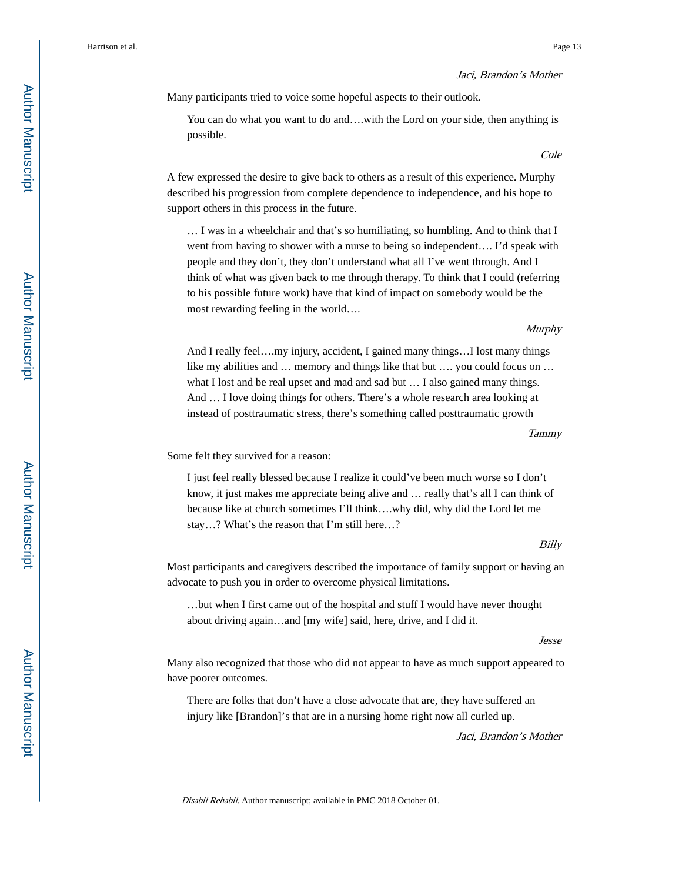*Jaci, Brandon's Mother*

Many participants tried to voice some hopeful aspects to their outlook.

> You can do what you want to do and….with the Lord on your side, then anything is possible.
>
> *Cole*

A few expressed the desire to give back to others as a result of this experience. Murphy described his progression from complete dependence to independence, and his hope to support others in this process in the future.

> … I was in a wheelchair and that's so humiliating, so humbling. And to think that I went from having to shower with a nurse to being so independent…. I'd speak with people and they don't, they don't understand what all I've went through. And I think of what was given back to me through therapy. To think that I could (referring to his possible future work) have that kind of impact on somebody would be the most rewarding feeling in the world….
>
> *Murphy*

> And I really feel….my injury, accident, I gained many things…I lost many things like my abilities and … memory and things like that but …. you could focus on … what I lost and be real upset and mad and sad but … I also gained many things. And … I love doing things for others. There's a whole research area looking at instead of posttraumatic stress, there's something called posttraumatic growth
>
> *Tammy*

Some felt they survived for a reason:

> I just feel really blessed because I realize it could've been much worse so I don't know, it just makes me appreciate being alive and … really that's all I can think of because like at church sometimes I'll think….why did, why did the Lord let me stay…? What's the reason that I'm still here…?
>
> *Billy*

Most participants and caregivers described the importance of family support or having an advocate to push you in order to overcome physical limitations.

> …but when I first came out of the hospital and stuff I would have never thought about driving again…and [my wife] said, here, drive, and I did it.
>
> *Jesse*

Many also recognized that those who did not appear to have as much support appeared to have poorer outcomes.

> There are folks that don't have a close advocate that are, they have suffered an injury like [Brandon]'s that are in a nursing home right now all curled up.
>
> *Jaci, Brandon's Mother*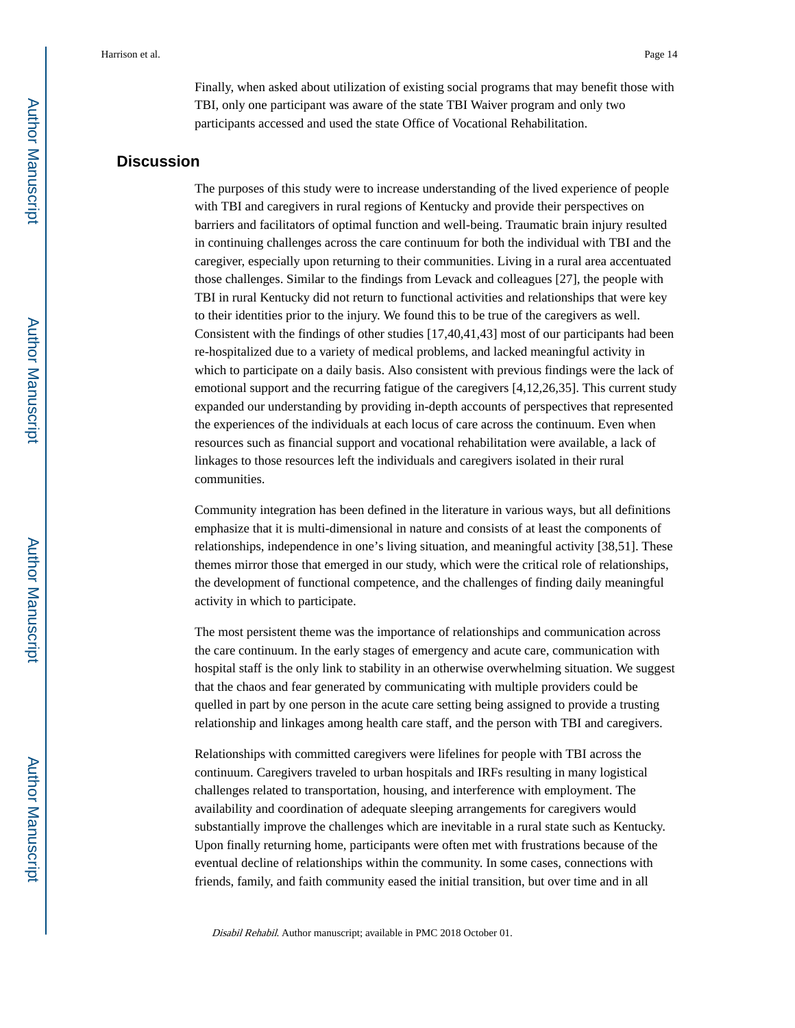Finally, when asked about utilization of existing social programs that may benefit those with TBI, only one participant was aware of the state TBI Waiver program and only two participants accessed and used the state Office of Vocational Rehabilitation.

## Discussion

The purposes of this study were to increase understanding of the lived experience of people with TBI and caregivers in rural regions of Kentucky and provide their perspectives on barriers and facilitators of optimal function and well-being. Traumatic brain injury resulted in continuing challenges across the care continuum for both the individual with TBI and the caregiver, especially upon returning to their communities. Living in a rural area accentuated those challenges. Similar to the findings from Levack and colleagues [27], the people with TBI in rural Kentucky did not return to functional activities and relationships that were key to their identities prior to the injury. We found this to be true of the caregivers as well. Consistent with the findings of other studies [17,40,41,43] most of our participants had been re-hospitalized due to a variety of medical problems, and lacked meaningful activity in which to participate on a daily basis. Also consistent with previous findings were the lack of emotional support and the recurring fatigue of the caregivers [4,12,26,35]. This current study expanded our understanding by providing in-depth accounts of perspectives that represented the experiences of the individuals at each locus of care across the continuum. Even when resources such as financial support and vocational rehabilitation were available, a lack of linkages to those resources left the individuals and caregivers isolated in their rural communities.

Community integration has been defined in the literature in various ways, but all definitions emphasize that it is multi-dimensional in nature and consists of at least the components of relationships, independence in one's living situation, and meaningful activity [38,51]. These themes mirror those that emerged in our study, which were the critical role of relationships, the development of functional competence, and the challenges of finding daily meaningful activity in which to participate.

The most persistent theme was the importance of relationships and communication across the care continuum. In the early stages of emergency and acute care, communication with hospital staff is the only link to stability in an otherwise overwhelming situation. We suggest that the chaos and fear generated by communicating with multiple providers could be quelled in part by one person in the acute care setting being assigned to provide a trusting relationship and linkages among health care staff, and the person with TBI and caregivers.

Relationships with committed caregivers were lifelines for people with TBI across the continuum. Caregivers traveled to urban hospitals and IRFs resulting in many logistical challenges related to transportation, housing, and interference with employment. The availability and coordination of adequate sleeping arrangements for caregivers would substantially improve the challenges which are inevitable in a rural state such as Kentucky. Upon finally returning home, participants were often met with frustrations because of the eventual decline of relationships within the community. In some cases, connections with friends, family, and faith community eased the initial transition, but over time and in all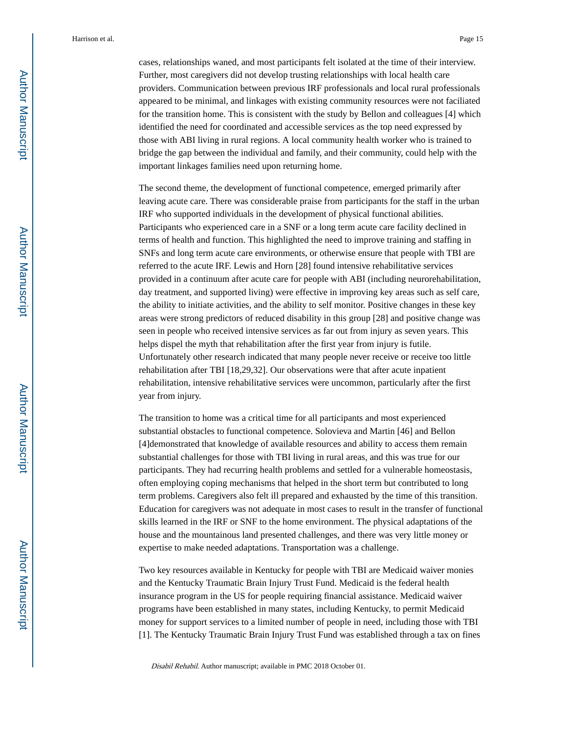cases, relationships waned, and most participants felt isolated at the time of their interview. Further, most caregivers did not develop trusting relationships with local health care providers. Communication between previous IRF professionals and local rural professionals appeared to be minimal, and linkages with existing community resources were not faciliated for the transition home. This is consistent with the study by Bellon and colleagues [4] which identified the need for coordinated and accessible services as the top need expressed by those with ABI living in rural regions. A local community health worker who is trained to bridge the gap between the individual and family, and their community, could help with the important linkages families need upon returning home.

The second theme, the development of functional competence, emerged primarily after leaving acute care. There was considerable praise from participants for the staff in the urban IRF who supported individuals in the development of physical functional abilities. Participants who experienced care in a SNF or a long term acute care facility declined in terms of health and function. This highlighted the need to improve training and staffing in SNFs and long term acute care environments, or otherwise ensure that people with TBI are referred to the acute IRF. Lewis and Horn [28] found intensive rehabilitative services provided in a continuum after acute care for people with ABI (including neurorehabilitation, day treatment, and supported living) were effective in improving key areas such as self care, the ability to initiate activities, and the ability to self monitor. Positive changes in these key areas were strong predictors of reduced disability in this group [28] and positive change was seen in people who received intensive services as far out from injury as seven years. This helps dispel the myth that rehabilitation after the first year from injury is futile. Unfortunately other research indicated that many people never receive or receive too little rehabilitation after TBI [18,29,32]. Our observations were that after acute inpatient rehabilitation, intensive rehabilitative services were uncommon, particularly after the first year from injury.

The transition to home was a critical time for all participants and most experienced substantial obstacles to functional competence. Solovieva and Martin [46] and Bellon [4]demonstrated that knowledge of available resources and ability to access them remain substantial challenges for those with TBI living in rural areas, and this was true for our participants. They had recurring health problems and settled for a vulnerable homeostasis, often employing coping mechanisms that helped in the short term but contributed to long term problems. Caregivers also felt ill prepared and exhausted by the time of this transition. Education for caregivers was not adequate in most cases to result in the transfer of functional skills learned in the IRF or SNF to the home environment. The physical adaptations of the house and the mountainous land presented challenges, and there was very little money or expertise to make needed adaptations. Transportation was a challenge.

Two key resources available in Kentucky for people with TBI are Medicaid waiver monies and the Kentucky Traumatic Brain Injury Trust Fund. Medicaid is the federal health insurance program in the US for people requiring financial assistance. Medicaid waiver programs have been established in many states, including Kentucky, to permit Medicaid money for support services to a limited number of people in need, including those with TBI [1]. The Kentucky Traumatic Brain Injury Trust Fund was established through a tax on fines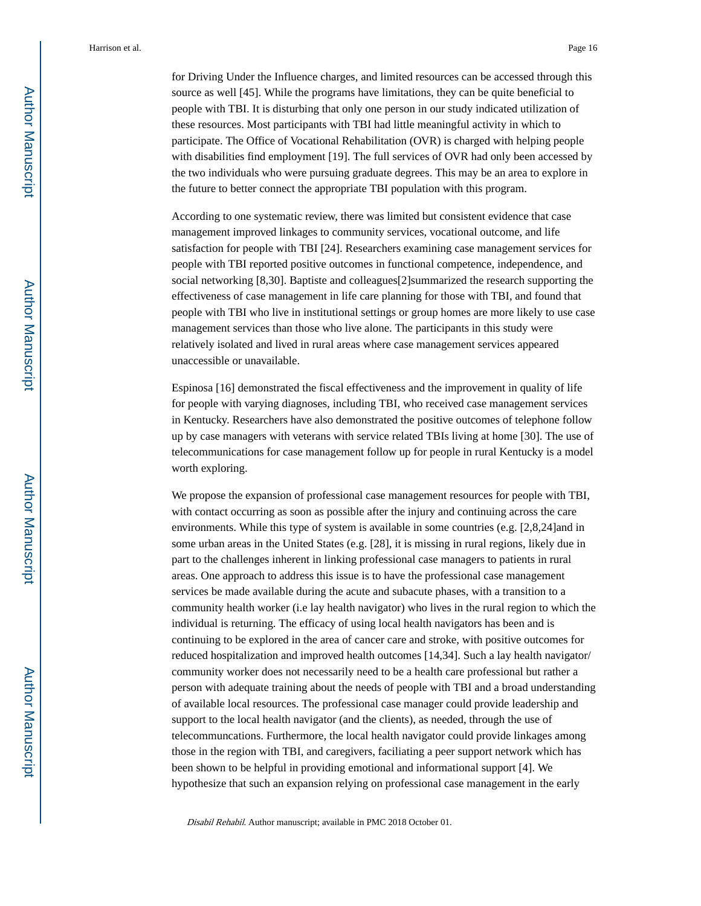for Driving Under the Influence charges, and limited resources can be accessed through this source as well [45]. While the programs have limitations, they can be quite beneficial to people with TBI. It is disturbing that only one person in our study indicated utilization of these resources. Most participants with TBI had little meaningful activity in which to participate. The Office of Vocational Rehabilitation (OVR) is charged with helping people with disabilities find employment [19]. The full services of OVR had only been accessed by the two individuals who were pursuing graduate degrees. This may be an area to explore in the future to better connect the appropriate TBI population with this program.

According to one systematic review, there was limited but consistent evidence that case management improved linkages to community services, vocational outcome, and life satisfaction for people with TBI [24]. Researchers examining case management services for people with TBI reported positive outcomes in functional competence, independence, and social networking [8,30]. Baptiste and colleagues[2]summarized the research supporting the effectiveness of case management in life care planning for those with TBI, and found that people with TBI who live in institutional settings or group homes are more likely to use case management services than those who live alone. The participants in this study were relatively isolated and lived in rural areas where case management services appeared unaccessible or unavailable.

Espinosa [16] demonstrated the fiscal effectiveness and the improvement in quality of life for people with varying diagnoses, including TBI, who received case management services in Kentucky. Researchers have also demonstrated the positive outcomes of telephone follow up by case managers with veterans with service related TBIs living at home [30]. The use of telecommunications for case management follow up for people in rural Kentucky is a model worth exploring.

We propose the expansion of professional case management resources for people with TBI, with contact occurring as soon as possible after the injury and continuing across the care environments. While this type of system is available in some countries (e.g. [2,8,24]and in some urban areas in the United States (e.g. [28], it is missing in rural regions, likely due in part to the challenges inherent in linking professional case managers to patients in rural areas. One approach to address this issue is to have the professional case management services be made available during the acute and subacute phases, with a transition to a community health worker (i.e lay health navigator) who lives in the rural region to which the individual is returning. The efficacy of using local health navigators has been and is continuing to be explored in the area of cancer care and stroke, with positive outcomes for reduced hospitalization and improved health outcomes [14,34]. Such a lay health navigator/ community worker does not necessarily need to be a health care professional but rather a person with adequate training about the needs of people with TBI and a broad understanding of available local resources. The professional case manager could provide leadership and support to the local health navigator (and the clients), as needed, through the use of telecommuncations. Furthermore, the local health navigator could provide linkages among those in the region with TBI, and caregivers, faciliating a peer support network which has been shown to be helpful in providing emotional and informational support [4]. We hypothesize that such an expansion relying on professional case management in the early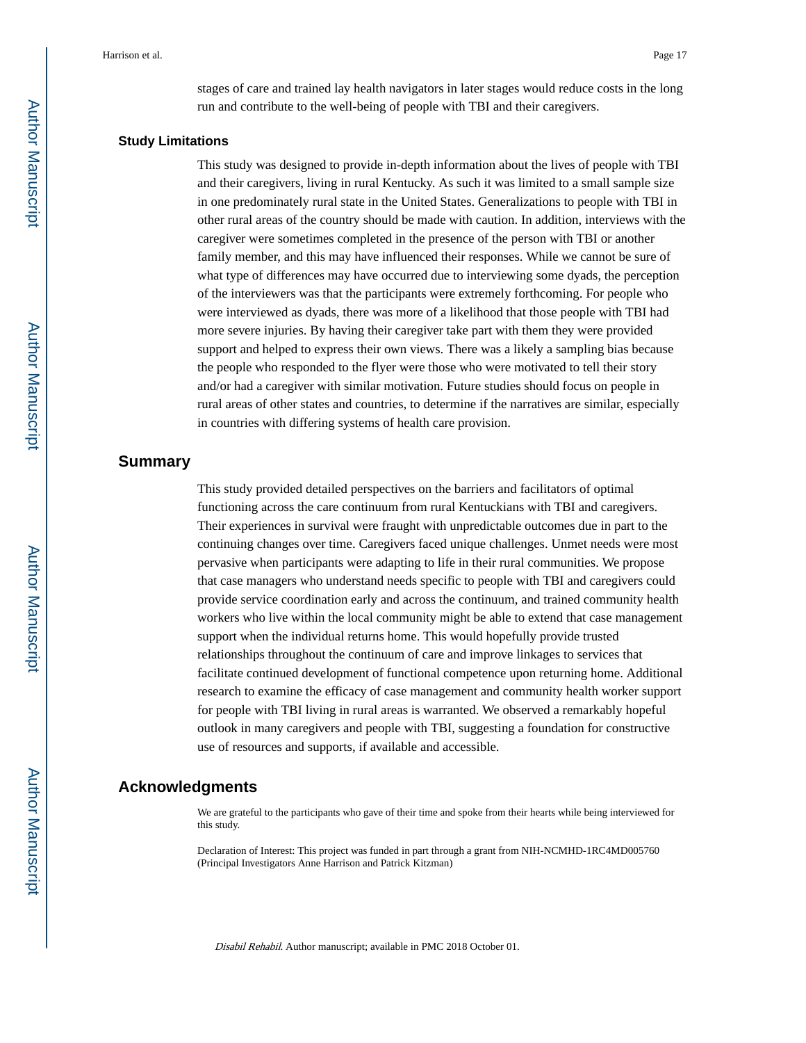stages of care and trained lay health navigators in later stages would reduce costs in the long run and contribute to the well-being of people with TBI and their caregivers.

### Study Limitations

This study was designed to provide in-depth information about the lives of people with TBI and their caregivers, living in rural Kentucky. As such it was limited to a small sample size in one predominately rural state in the United States. Generalizations to people with TBI in other rural areas of the country should be made with caution. In addition, interviews with the caregiver were sometimes completed in the presence of the person with TBI or another family member, and this may have influenced their responses. While we cannot be sure of what type of differences may have occurred due to interviewing some dyads, the perception of the interviewers was that the participants were extremely forthcoming. For people who were interviewed as dyads, there was more of a likelihood that those people with TBI had more severe injuries. By having their caregiver take part with them they were provided support and helped to express their own views. There was a likely a sampling bias because the people who responded to the flyer were those who were motivated to tell their story and/or had a caregiver with similar motivation. Future studies should focus on people in rural areas of other states and countries, to determine if the narratives are similar, especially in countries with differing systems of health care provision.

## Summary

This study provided detailed perspectives on the barriers and facilitators of optimal functioning across the care continuum from rural Kentuckians with TBI and caregivers. Their experiences in survival were fraught with unpredictable outcomes due in part to the continuing changes over time. Caregivers faced unique challenges. Unmet needs were most pervasive when participants were adapting to life in their rural communities. We propose that case managers who understand needs specific to people with TBI and caregivers could provide service coordination early and across the continuum, and trained community health workers who live within the local community might be able to extend that case management support when the individual returns home. This would hopefully provide trusted relationships throughout the continuum of care and improve linkages to services that facilitate continued development of functional competence upon returning home. Additional research to examine the efficacy of case management and community health worker support for people with TBI living in rural areas is warranted. We observed a remarkably hopeful outlook in many caregivers and people with TBI, suggesting a foundation for constructive use of resources and supports, if available and accessible.

## Acknowledgments

We are grateful to the participants who gave of their time and spoke from their hearts while being interviewed for this study.

Declaration of Interest: This project was funded in part through a grant from NIH-NCMHD-1RC4MD005760 (Principal Investigators Anne Harrison and Patrick Kitzman)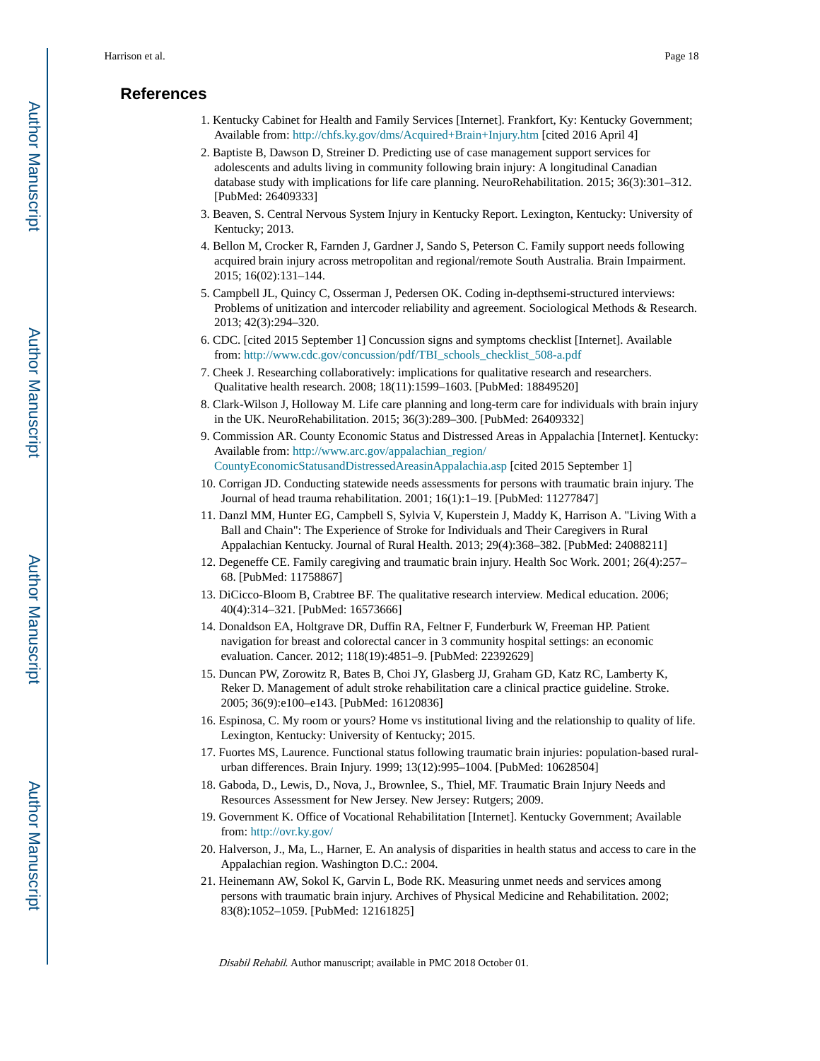## References

1. Kentucky Cabinet for Health and Family Services [Internet]. Frankfort, Ky: Kentucky Government; Available from: http://chfs.ky.gov/dms/Acquired+Brain+Injury.htm [cited 2016 April 4]
2. Baptiste B, Dawson D, Streiner D. Predicting use of case management support services for adolescents and adults living in community following brain injury: A longitudinal Canadian database study with implications for life care planning. NeuroRehabilitation. 2015; 36(3):301–312. [PubMed: 26409333]
3. Beaven, S. Central Nervous System Injury in Kentucky Report. Lexington, Kentucky: University of Kentucky; 2013.
4. Bellon M, Crocker R, Farnden J, Gardner J, Sando S, Peterson C. Family support needs following acquired brain injury across metropolitan and regional/remote South Australia. Brain Impairment. 2015; 16(02):131–144.
5. Campbell JL, Quincy C, Osserman J, Pedersen OK. Coding in-depthsemi-structured interviews: Problems of unitization and intercoder reliability and agreement. Sociological Methods & Research. 2013; 42(3):294–320.
6. CDC. [cited 2015 September 1] Concussion signs and symptoms checklist [Internet]. Available from: http://www.cdc.gov/concussion/pdf/TBI_schools_checklist_508-a.pdf
7. Cheek J. Researching collaboratively: implications for qualitative research and researchers. Qualitative health research. 2008; 18(11):1599–1603. [PubMed: 18849520]
8. Clark-Wilson J, Holloway M. Life care planning and long-term care for individuals with brain injury in the UK. NeuroRehabilitation. 2015; 36(3):289–300. [PubMed: 26409332]
9. Commission AR. County Economic Status and Distressed Areas in Appalachia [Internet]. Kentucky: Available from: http://www.arc.gov/appalachian_region/CountyEconomicStatusandDistressedAreasinAppalachia.asp [cited 2015 September 1]
10. Corrigan JD. Conducting statewide needs assessments for persons with traumatic brain injury. The Journal of head trauma rehabilitation. 2001; 16(1):1–19. [PubMed: 11277847]
11. Danzl MM, Hunter EG, Campbell S, Sylvia V, Kuperstein J, Maddy K, Harrison A. "Living With a Ball and Chain": The Experience of Stroke for Individuals and Their Caregivers in Rural Appalachian Kentucky. Journal of Rural Health. 2013; 29(4):368–382. [PubMed: 24088211]
12. Degeneffe CE. Family caregiving and traumatic brain injury. Health Soc Work. 2001; 26(4):257–68. [PubMed: 11758867]
13. DiCicco-Bloom B, Crabtree BF. The qualitative research interview. Medical education. 2006; 40(4):314–321. [PubMed: 16573666]
14. Donaldson EA, Holtgrave DR, Duffin RA, Feltner F, Funderburk W, Freeman HP. Patient navigation for breast and colorectal cancer in 3 community hospital settings: an economic evaluation. Cancer. 2012; 118(19):4851–9. [PubMed: 22392629]
15. Duncan PW, Zorowitz R, Bates B, Choi JY, Glasberg JJ, Graham GD, Katz RC, Lamberty K, Reker D. Management of adult stroke rehabilitation care a clinical practice guideline. Stroke. 2005; 36(9):e100–e143. [PubMed: 16120836]
16. Espinosa, C. My room or yours? Home vs institutional living and the relationship to quality of life. Lexington, Kentucky: University of Kentucky; 2015.
17. Fuortes MS, Laurence. Functional status following traumatic brain injuries: population-based rural-urban differences. Brain Injury. 1999; 13(12):995–1004. [PubMed: 10628504]
18. Gaboda, D., Lewis, D., Nova, J., Brownlee, S., Thiel, MF. Traumatic Brain Injury Needs and Resources Assessment for New Jersey. New Jersey: Rutgers; 2009.
19. Government K. Office of Vocational Rehabilitation [Internet]. Kentucky Government; Available from: http://ovr.ky.gov/
20. Halverson, J., Ma, L., Harner, E. An analysis of disparities in health status and access to care in the Appalachian region. Washington D.C.: 2004.
21. Heinemann AW, Sokol K, Garvin L, Bode RK. Measuring unmet needs and services among persons with traumatic brain injury. Archives of Physical Medicine and Rehabilitation. 2002; 83(8):1052–1059. [PubMed: 12161825]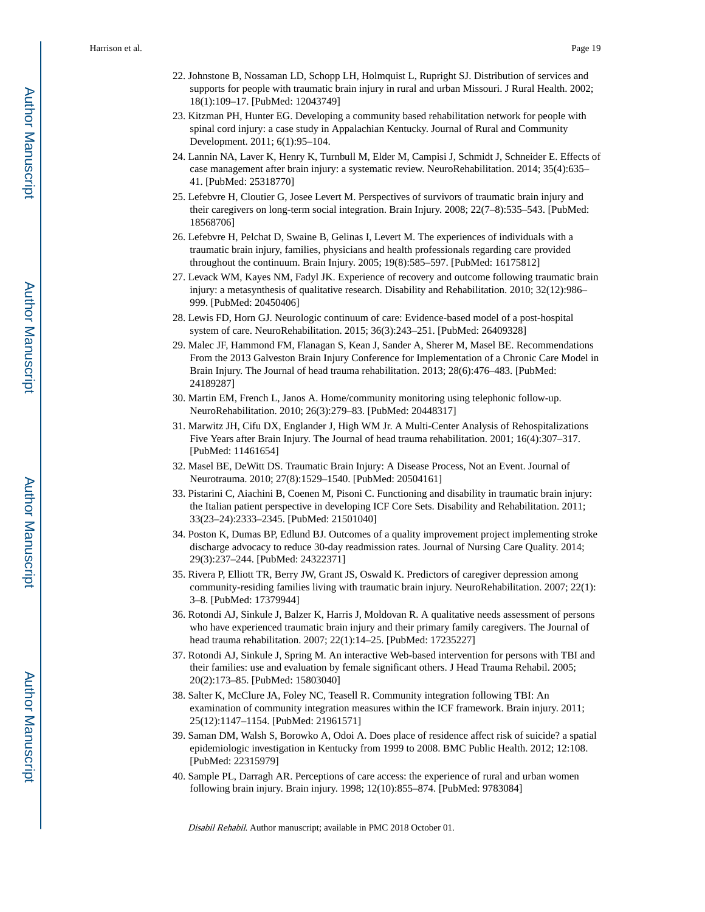22. Johnstone B, Nossaman LD, Schopp LH, Holmquist L, Rupright SJ. Distribution of services and supports for people with traumatic brain injury in rural and urban Missouri. J Rural Health. 2002; 18(1):109–17. [PubMed: 12043749]
23. Kitzman PH, Hunter EG. Developing a community based rehabilitation network for people with spinal cord injury: a case study in Appalachian Kentucky. Journal of Rural and Community Development. 2011; 6(1):95–104.
24. Lannin NA, Laver K, Henry K, Turnbull M, Elder M, Campisi J, Schmidt J, Schneider E. Effects of case management after brain injury: a systematic review. NeuroRehabilitation. 2014; 35(4):635–41. [PubMed: 25318770]
25. Lefebvre H, Cloutier G, Josee Levert M. Perspectives of survivors of traumatic brain injury and their caregivers on long-term social integration. Brain Injury. 2008; 22(7–8):535–543. [PubMed: 18568706]
26. Lefebvre H, Pelchat D, Swaine B, Gelinas I, Levert M. The experiences of individuals with a traumatic brain injury, families, physicians and health professionals regarding care provided throughout the continuum. Brain Injury. 2005; 19(8):585–597. [PubMed: 16175812]
27. Levack WM, Kayes NM, Fadyl JK. Experience of recovery and outcome following traumatic brain injury: a metasynthesis of qualitative research. Disability and Rehabilitation. 2010; 32(12):986–999. [PubMed: 20450406]
28. Lewis FD, Horn GJ. Neurologic continuum of care: Evidence-based model of a post-hospital system of care. NeuroRehabilitation. 2015; 36(3):243–251. [PubMed: 26409328]
29. Malec JF, Hammond FM, Flanagan S, Kean J, Sander A, Sherer M, Masel BE. Recommendations From the 2013 Galveston Brain Injury Conference for Implementation of a Chronic Care Model in Brain Injury. The Journal of head trauma rehabilitation. 2013; 28(6):476–483. [PubMed: 24189287]
30. Martin EM, French L, Janos A. Home/community monitoring using telephonic follow-up. NeuroRehabilitation. 2010; 26(3):279–83. [PubMed: 20448317]
31. Marwitz JH, Cifu DX, Englander J, High WM Jr. A Multi-Center Analysis of Rehospitalizations Five Years after Brain Injury. The Journal of head trauma rehabilitation. 2001; 16(4):307–317. [PubMed: 11461654]
32. Masel BE, DeWitt DS. Traumatic Brain Injury: A Disease Process, Not an Event. Journal of Neurotrauma. 2010; 27(8):1529–1540. [PubMed: 20504161]
33. Pistarini C, Aiachini B, Coenen M, Pisoni C. Functioning and disability in traumatic brain injury: the Italian patient perspective in developing ICF Core Sets. Disability and Rehabilitation. 2011; 33(23–24):2333–2345. [PubMed: 21501040]
34. Poston K, Dumas BP, Edlund BJ. Outcomes of a quality improvement project implementing stroke discharge advocacy to reduce 30-day readmission rates. Journal of Nursing Care Quality. 2014; 29(3):237–244. [PubMed: 24322371]
35. Rivera P, Elliott TR, Berry JW, Grant JS, Oswald K. Predictors of caregiver depression among community-residing families living with traumatic brain injury. NeuroRehabilitation. 2007; 22(1): 3–8. [PubMed: 17379944]
36. Rotondi AJ, Sinkule J, Balzer K, Harris J, Moldovan R. A qualitative needs assessment of persons who have experienced traumatic brain injury and their primary family caregivers. The Journal of head trauma rehabilitation. 2007; 22(1):14–25. [PubMed: 17235227]
37. Rotondi AJ, Sinkule J, Spring M. An interactive Web-based intervention for persons with TBI and their families: use and evaluation by female significant others. J Head Trauma Rehabil. 2005; 20(2):173–85. [PubMed: 15803040]
38. Salter K, McClure JA, Foley NC, Teasell R. Community integration following TBI: An examination of community integration measures within the ICF framework. Brain injury. 2011; 25(12):1147–1154. [PubMed: 21961571]
39. Saman DM, Walsh S, Borowko A, Odoi A. Does place of residence affect risk of suicide? a spatial epidemiologic investigation in Kentucky from 1999 to 2008. BMC Public Health. 2012; 12:108. [PubMed: 22315979]
40. Sample PL, Darragh AR. Perceptions of care access: the experience of rural and urban women following brain injury. Brain injury. 1998; 12(10):855–874. [PubMed: 9783084]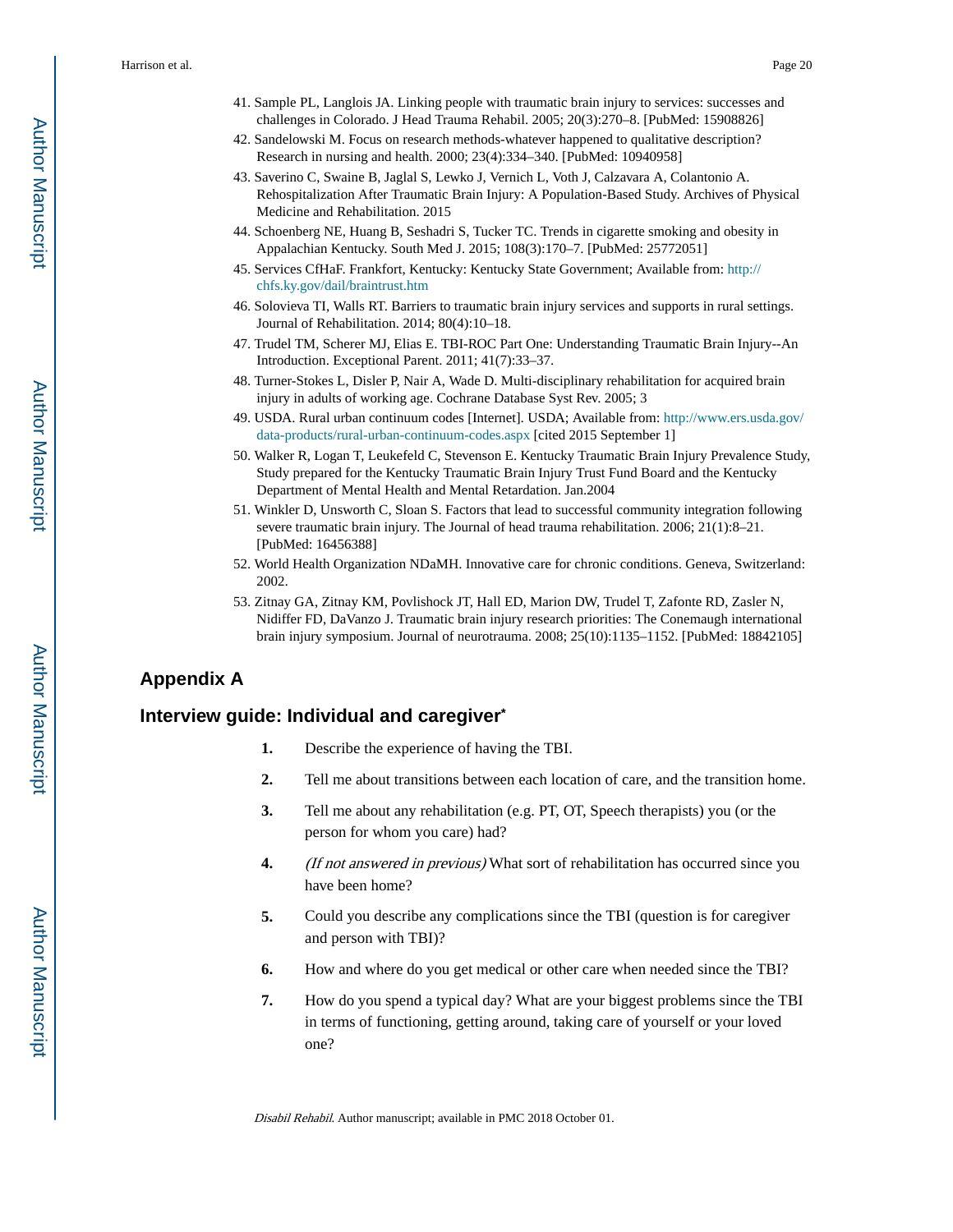41. Sample PL, Langlois JA. Linking people with traumatic brain injury to services: successes and challenges in Colorado. J Head Trauma Rehabil. 2005; 20(3):270–8. [PubMed: 15908826]
42. Sandelowski M. Focus on research methods-whatever happened to qualitative description? Research in nursing and health. 2000; 23(4):334–340. [PubMed: 10940958]
43. Saverino C, Swaine B, Jaglal S, Lewko J, Vernich L, Voth J, Calzavara A, Colantonio A. Rehospitalization After Traumatic Brain Injury: A Population-Based Study. Archives of Physical Medicine and Rehabilitation. 2015
44. Schoenberg NE, Huang B, Seshadri S, Tucker TC. Trends in cigarette smoking and obesity in Appalachian Kentucky. South Med J. 2015; 108(3):170–7. [PubMed: 25772051]
45. Services CfHaF. Frankfort, Kentucky: Kentucky State Government; Available from: http://chfs.ky.gov/dail/braintrust.htm
46. Solovieva TI, Walls RT. Barriers to traumatic brain injury services and supports in rural settings. Journal of Rehabilitation. 2014; 80(4):10–18.
47. Trudel TM, Scherer MJ, Elias E. TBI-ROC Part One: Understanding Traumatic Brain Injury--An Introduction. Exceptional Parent. 2011; 41(7):33–37.
48. Turner-Stokes L, Disler P, Nair A, Wade D. Multi-disciplinary rehabilitation for acquired brain injury in adults of working age. Cochrane Database Syst Rev. 2005; 3
49. USDA. Rural urban continuum codes [Internet]. USDA; Available from: http://www.ers.usda.gov/data-products/rural-urban-continuum-codes.aspx [cited 2015 September 1]
50. Walker R, Logan T, Leukefeld C, Stevenson E. Kentucky Traumatic Brain Injury Prevalence Study, Study prepared for the Kentucky Traumatic Brain Injury Trust Fund Board and the Kentucky Department of Mental Health and Mental Retardation. Jan.2004
51. Winkler D, Unsworth C, Sloan S. Factors that lead to successful community integration following severe traumatic brain injury. The Journal of head trauma rehabilitation. 2006; 21(1):8–21. [PubMed: 16456388]
52. World Health Organization NDaMH. Innovative care for chronic conditions. Geneva, Switzerland: 2002.
53. Zitnay GA, Zitnay KM, Povlishock JT, Hall ED, Marion DW, Trudel T, Zafonte RD, Zasler N, Nidiffer FD, DaVanzo J. Traumatic brain injury research priorities: The Conemaugh international brain injury symposium. Journal of neurotrauma. 2008; 25(10):1135–1152. [PubMed: 18842105]

# Appendix A

## Interview guide: Individual and caregiver*

1. Describe the experience of having the TBI.
2. Tell me about transitions between each location of care, and the transition home.
3. Tell me about any rehabilitation (e.g. PT, OT, Speech therapists) you (or the person for whom you care) had?
4. *(If not answered in previous)* What sort of rehabilitation has occurred since you have been home?
5. Could you describe any complications since the TBI (question is for caregiver and person with TBI)?
6. How and where do you get medical or other care when needed since the TBI?
7. How do you spend a typical day? What are your biggest problems since the TBI in terms of functioning, getting around, taking care of yourself or your loved one?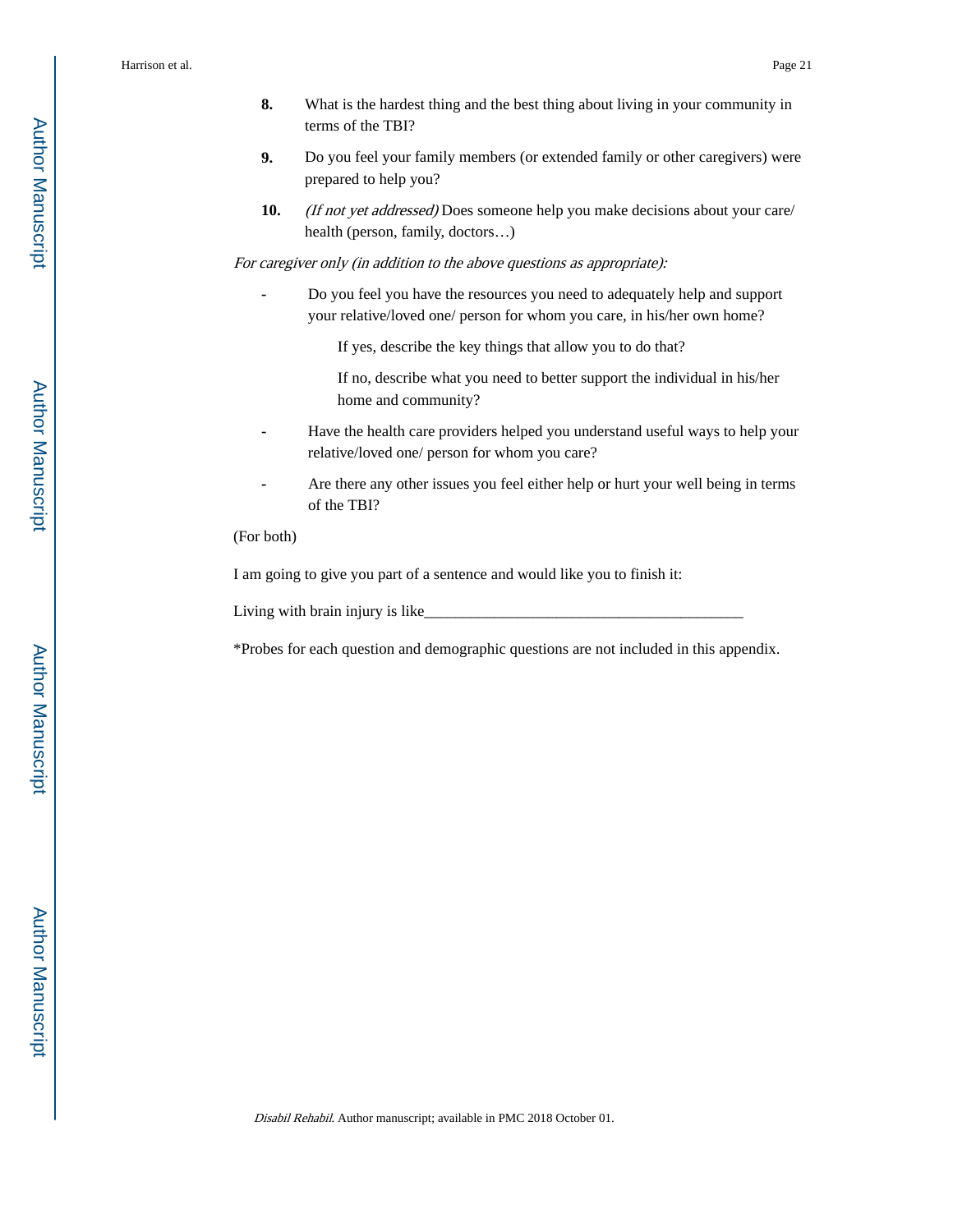8. What is the hardest thing and the best thing about living in your community in terms of the TBI?

9. Do you feel your family members (or extended family or other caregivers) were prepared to help you?

10. *(If not yet addressed)* Does someone help you make decisions about your care/ health (person, family, doctors…)

*For caregiver only (in addition to the above questions as appropriate):*

- Do you feel you have the resources you need to adequately help and support your relative/loved one/ person for whom you care, in his/her own home?

  If yes, describe the key things that allow you to do that?

  If no, describe what you need to better support the individual in his/her home and community?

- Have the health care providers helped you understand useful ways to help your relative/loved one/ person for whom you care?

- Are there any other issues you feel either help or hurt your well being in terms of the TBI?

(For both)

I am going to give you part of a sentence and would like you to finish it:

Living with brain injury is like__________________________________________

*Probes for each question and demographic questions are not included in this appendix.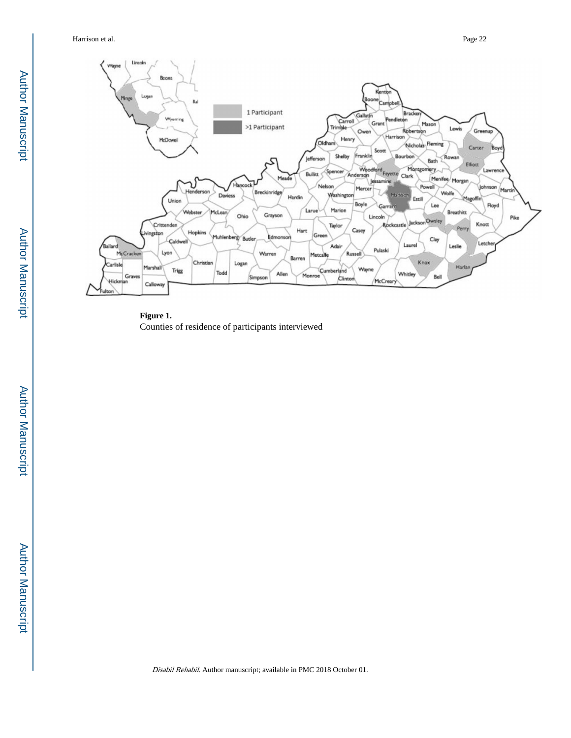**Figure 1.**

Counties of residence of participants interviewed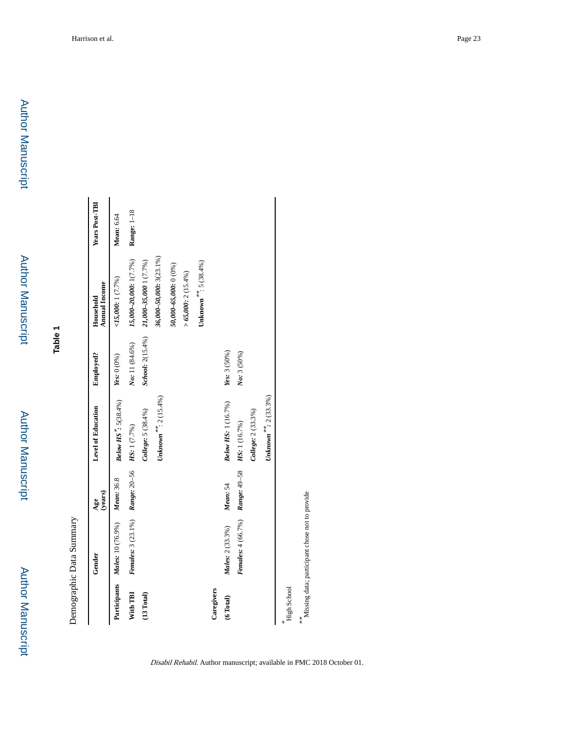## Table 1

Demographic Data Summary

| | Gender | Age (years) | Level of Education | Employed? | Household Annual Income | Years Post-TBI |
|---|---|---|---|---|---|---|
| **Participants With TBI (13 Total)** | ***Males:*** 10 (76.9%) | ***Mean:*** 36.8 | ***Below HS*** [*]***:*** 5(38.4%) | ***Yes:*** 0 (0%) | ***<15,000:*** 1 (7.7%) | **Mean:** 6.64 |
| | ***Females:*** 3 (23.1%) | ***Range:*** 20–56 | ***HS:*** 1 (7.7%) | ***No:*** 11 (84.6%) | ***15,000–20,000:*** 1(7.7%) | **Range:** 1–18 |
| | | | ***College:*** 5 (38.4%) | ***School:*** 2(15.4%) | ***21,000–35,000*** 1 (7.7%) | |
| | | | ***Unknown*** [**]***:*** 2 (15.4%) | | ***36,000–50,000:*** 3(23.1%) | |
| | | | | | ***50,000–65,000:*** 0 (0%) | |
| | | | | | ***> 65,000:*** 2 (15.4%) | |
| | | | | | **Unknown** [**]**:** 5 (38.4%) | |
| **Caregivers (6 Total)** | ***Males:*** 2 (33.3%) | ***Mean:*** 54 | ***Below HS:*** 1 (16.7%) | ***Yes:*** 3 (50%) | | |
| | ***Females:*** 4 (66.7%) | ***Range:*** 49–58 | ***HS:*** 1 (16.7%) | ***No:*** 3 (50%) | | |
| | | | ***College:*** 2 (33.3%) | | | |
| | | | ***Unknown*** [**]***:*** 2 (33.3%) | | | |

[*] High School

[**] Missing data; participant chose not to provide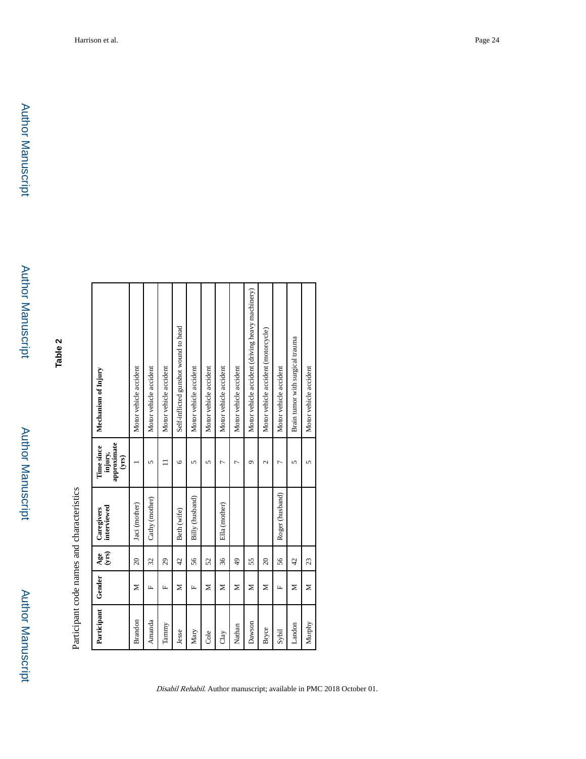**Table 2**

Participant code names and characteristics

| Participant | Gender | Age (yrs) | Caregivers interviewed | Time since injury, approximate (yrs) | Mechanism of Injury |
|---|---|---|---|---|---|
| Brandon | M | 20 | Jaci (mother) | 1 | Motor vehicle accident |
| Amanda | F | 32 | Cathy (mother) | 5 | Motor vehicle accident |
| Tammy | F | 29 | | 11 | Motor vehicle accident |
| Jesse | M | 42 | Beth (wife) | 6 | Self-inflicted gunshot wound to head |
| Mary | F | 56 | Billy (husband) | 5 | Motor vehicle accident |
| Cole | M | 52 | | 5 | Motor vehicle accident |
| Clay | M | 36 | Ella (mother) | 7 | Motor vehicle accident |
| Nathan | M | 49 | | 7 | Motor vehicle accident |
| Dawson | M | 55 | | 9 | Motor vehicle accident (driving heavy machinery) |
| Bryce | M | 20 | | 2 | Motor vehicle accident (motorcycle) |
| Sybil | F | 56 | Roger (husband) | 7 | Motor vehicle accident |
| Landon | M | 42 | | 5 | Brain tumor with surgical trauma |
| Murphy | M | 23 | | 5 | Motor vehicle accident |